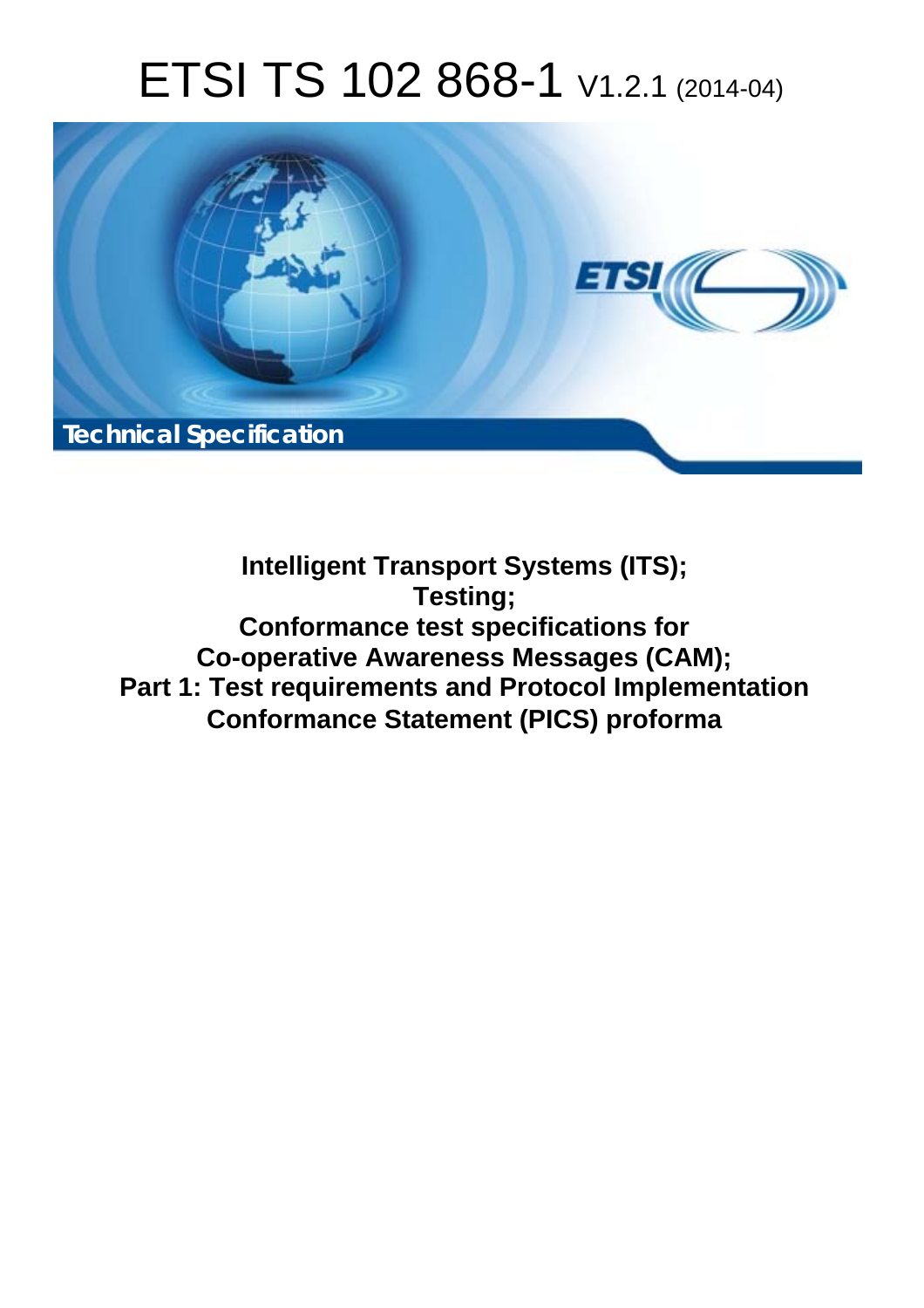# ETSI TS 102 868-1 V1.2.1 (2014-04)

**Technical Specification**

**Intelligent Transport Systems (ITS); Testing; Conformance test specifications for Co-operative Awareness Messages (CAM); Part 1: Test requirements and Protocol Implementation Conformance Statement (PICS) proforma**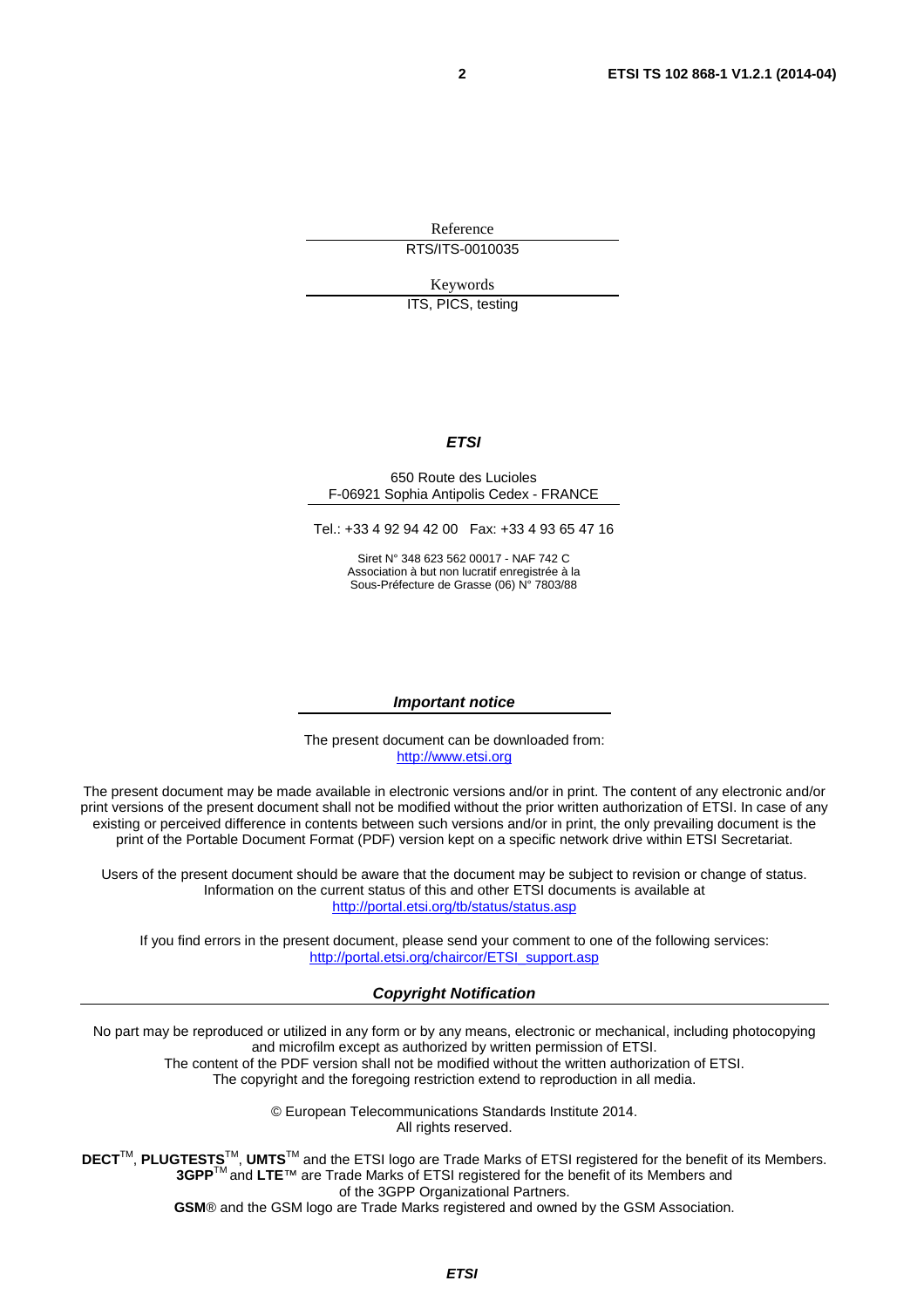Reference

RTS/ITS-0010035

Keywords

ITS, PICS, testing

***ETSI***

650 Route des Lucioles
F-06921 Sophia Antipolis Cedex - FRANCE

Tel.: +33 4 92 94 42 00 Fax: +33 4 93 65 47 16

Siret N° 348 623 562 00017 - NAF 742 C
Association à but non lucratif enregistrée à la
Sous-Préfecture de Grasse (06) N° 7803/88

***Important notice***

The present document can be downloaded from:
http://www.etsi.org

The present document may be made available in electronic versions and/or in print. The content of any electronic and/or print versions of the present document shall not be modified without the prior written authorization of ETSI. In case of any existing or perceived difference in contents between such versions and/or in print, the only prevailing document is the print of the Portable Document Format (PDF) version kept on a specific network drive within ETSI Secretariat.

Users of the present document should be aware that the document may be subject to revision or change of status. Information on the current status of this and other ETSI documents is available at
http://portal.etsi.org/tb/status/status.asp

If you find errors in the present document, please send your comment to one of the following services:
http://portal.etsi.org/chaircor/ETSI_support.asp

***Copyright Notification***

No part may be reproduced or utilized in any form or by any means, electronic or mechanical, including photocopying and microfilm except as authorized by written permission of ETSI.
The content of the PDF version shall not be modified without the written authorization of ETSI.
The copyright and the foregoing restriction extend to reproduction in all media.

© European Telecommunications Standards Institute 2014.
All rights reserved.

**DECT**™, **PLUGTESTS**™, **UMTS**™ and the ETSI logo are Trade Marks of ETSI registered for the benefit of its Members.
**3GPP**™ and **LTE**™ are Trade Marks of ETSI registered for the benefit of its Members and of the 3GPP Organizational Partners.
**GSM**® and the GSM logo are Trade Marks registered and owned by the GSM Association.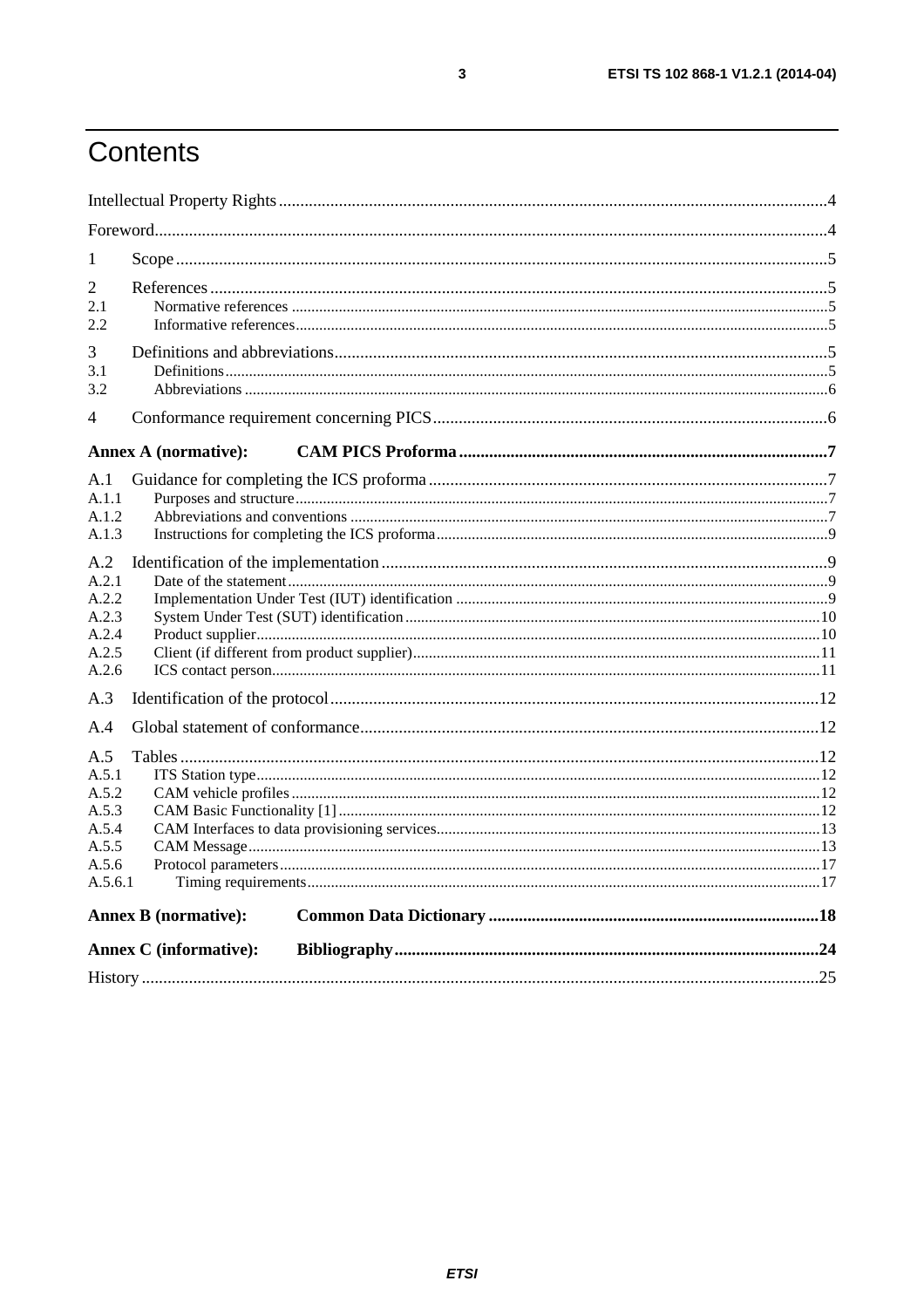# Contents

Intellectual Property Rights ..... 4

Foreword ..... 4

1 Scope ..... 5

2 References ..... 5
- 2.1 Normative references ..... 5
- 2.2 Informative references ..... 5

3 Definitions and abbreviations ..... 5
- 3.1 Definitions ..... 5
- 3.2 Abbreviations ..... 6

4 Conformance requirement concerning PICS ..... 6

**Annex A (normative): CAM PICS Proforma ..... 7**

A.1 Guidance for completing the ICS proforma ..... 7
- A.1.1 Purposes and structure ..... 7
- A.1.2 Abbreviations and conventions ..... 7
- A.1.3 Instructions for completing the ICS proforma ..... 9

A.2 Identification of the implementation ..... 9
- A.2.1 Date of the statement ..... 9
- A.2.2 Implementation Under Test (IUT) identification ..... 9
- A.2.3 System Under Test (SUT) identification ..... 10
- A.2.4 Product supplier ..... 10
- A.2.5 Client (if different from product supplier) ..... 11
- A.2.6 ICS contact person ..... 11

A.3 Identification of the protocol ..... 12

A.4 Global statement of conformance ..... 12

A.5 Tables ..... 12
- A.5.1 ITS Station type ..... 12
- A.5.2 CAM vehicle profiles ..... 12
- A.5.3 CAM Basic Functionality [1] ..... 12
- A.5.4 CAM Interfaces to data provisioning services ..... 13
- A.5.5 CAM Message ..... 13
- A.5.6 Protocol parameters ..... 17
  - A.5.6.1 Timing requirements ..... 17

**Annex B (normative): Common Data Dictionary ..... 18**

**Annex C (informative): Bibliography ..... 24**

History ..... 25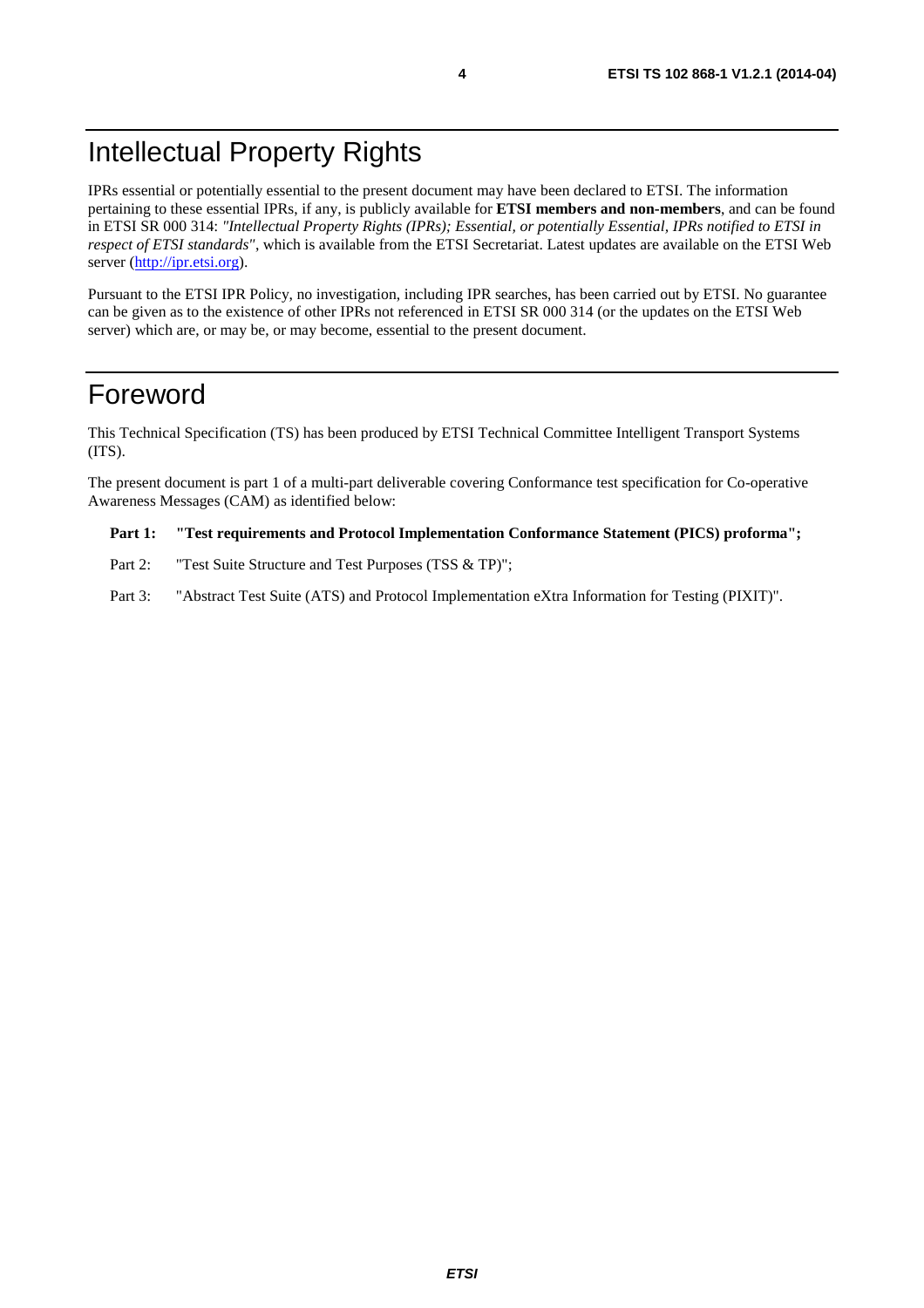# Intellectual Property Rights

IPRs essential or potentially essential to the present document may have been declared to ETSI. The information pertaining to these essential IPRs, if any, is publicly available for **ETSI members and non-members**, and can be found in ETSI SR 000 314: *"Intellectual Property Rights (IPRs); Essential, or potentially Essential, IPRs notified to ETSI in respect of ETSI standards"*, which is available from the ETSI Secretariat. Latest updates are available on the ETSI Web server (http://ipr.etsi.org).

Pursuant to the ETSI IPR Policy, no investigation, including IPR searches, has been carried out by ETSI. No guarantee can be given as to the existence of other IPRs not referenced in ETSI SR 000 314 (or the updates on the ETSI Web server) which are, or may be, or may become, essential to the present document.

# Foreword

This Technical Specification (TS) has been produced by ETSI Technical Committee Intelligent Transport Systems (ITS).

The present document is part 1 of a multi-part deliverable covering Conformance test specification for Co-operative Awareness Messages (CAM) as identified below:

**Part 1: "Test requirements and Protocol Implementation Conformance Statement (PICS) proforma";**

Part 2: "Test Suite Structure and Test Purposes (TSS & TP)";

Part 3: "Abstract Test Suite (ATS) and Protocol Implementation eXtra Information for Testing (PIXIT)".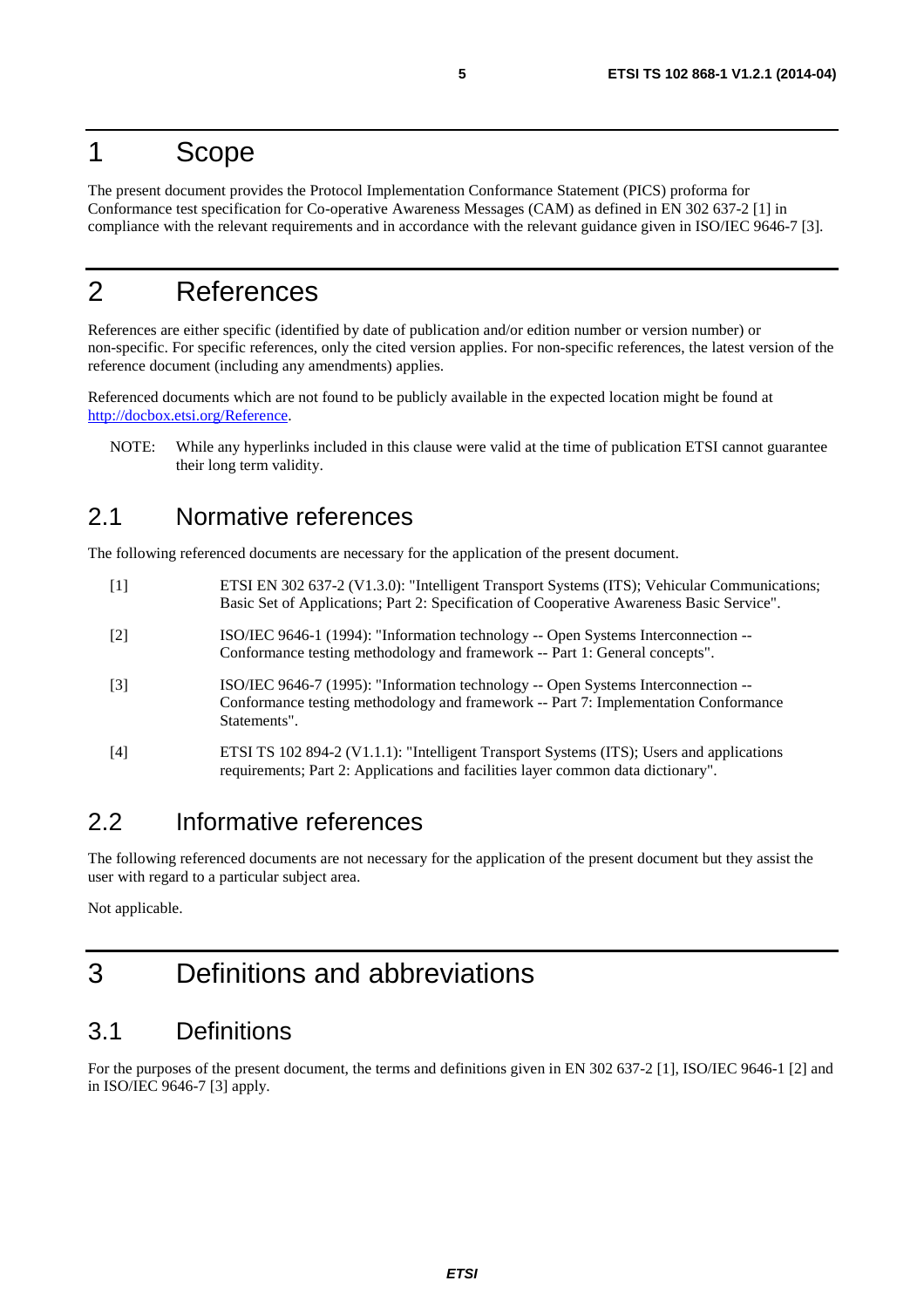# 1 Scope

The present document provides the Protocol Implementation Conformance Statement (PICS) proforma for Conformance test specification for Co-operative Awareness Messages (CAM) as defined in EN 302 637-2 [1] in compliance with the relevant requirements and in accordance with the relevant guidance given in ISO/IEC 9646-7 [3].

# 2 References

References are either specific (identified by date of publication and/or edition number or version number) or non-specific. For specific references, only the cited version applies. For non-specific references, the latest version of the reference document (including any amendments) applies.

Referenced documents which are not found to be publicly available in the expected location might be found at http://docbox.etsi.org/Reference.

NOTE: While any hyperlinks included in this clause were valid at the time of publication ETSI cannot guarantee their long term validity.

## 2.1 Normative references

The following referenced documents are necessary for the application of the present document.

[1] ETSI EN 302 637-2 (V1.3.0): "Intelligent Transport Systems (ITS); Vehicular Communications; Basic Set of Applications; Part 2: Specification of Cooperative Awareness Basic Service".

[2] ISO/IEC 9646-1 (1994): "Information technology -- Open Systems Interconnection -- Conformance testing methodology and framework -- Part 1: General concepts".

[3] ISO/IEC 9646-7 (1995): "Information technology -- Open Systems Interconnection -- Conformance testing methodology and framework -- Part 7: Implementation Conformance Statements".

[4] ETSI TS 102 894-2 (V1.1.1): "Intelligent Transport Systems (ITS); Users and applications requirements; Part 2: Applications and facilities layer common data dictionary".

## 2.2 Informative references

The following referenced documents are not necessary for the application of the present document but they assist the user with regard to a particular subject area.

Not applicable.

# 3 Definitions and abbreviations

## 3.1 Definitions

For the purposes of the present document, the terms and definitions given in EN 302 637-2 [1], ISO/IEC 9646-1 [2] and in ISO/IEC 9646-7 [3] apply.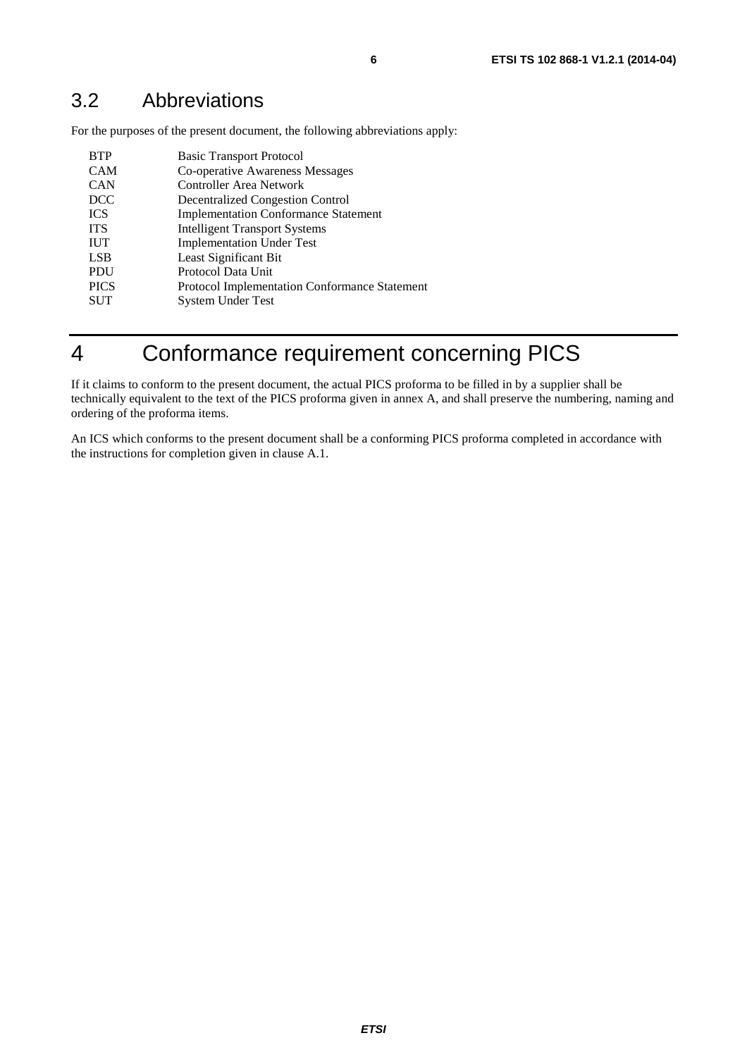## 3.2 Abbreviations

For the purposes of the present document, the following abbreviations apply:

| | |
|---|---|
| BTP | Basic Transport Protocol |
| CAM | Co-operative Awareness Messages |
| CAN | Controller Area Network |
| DCC | Decentralized Congestion Control |
| ICS | Implementation Conformance Statement |
| ITS | Intelligent Transport Systems |
| IUT | Implementation Under Test |
| LSB | Least Significant Bit |
| PDU | Protocol Data Unit |
| PICS | Protocol Implementation Conformance Statement |
| SUT | System Under Test |

# 4 Conformance requirement concerning PICS

If it claims to conform to the present document, the actual PICS proforma to be filled in by a supplier shall be technically equivalent to the text of the PICS proforma given in annex A, and shall preserve the numbering, naming and ordering of the proforma items.

An ICS which conforms to the present document shall be a conforming PICS proforma completed in accordance with the instructions for completion given in clause A.1.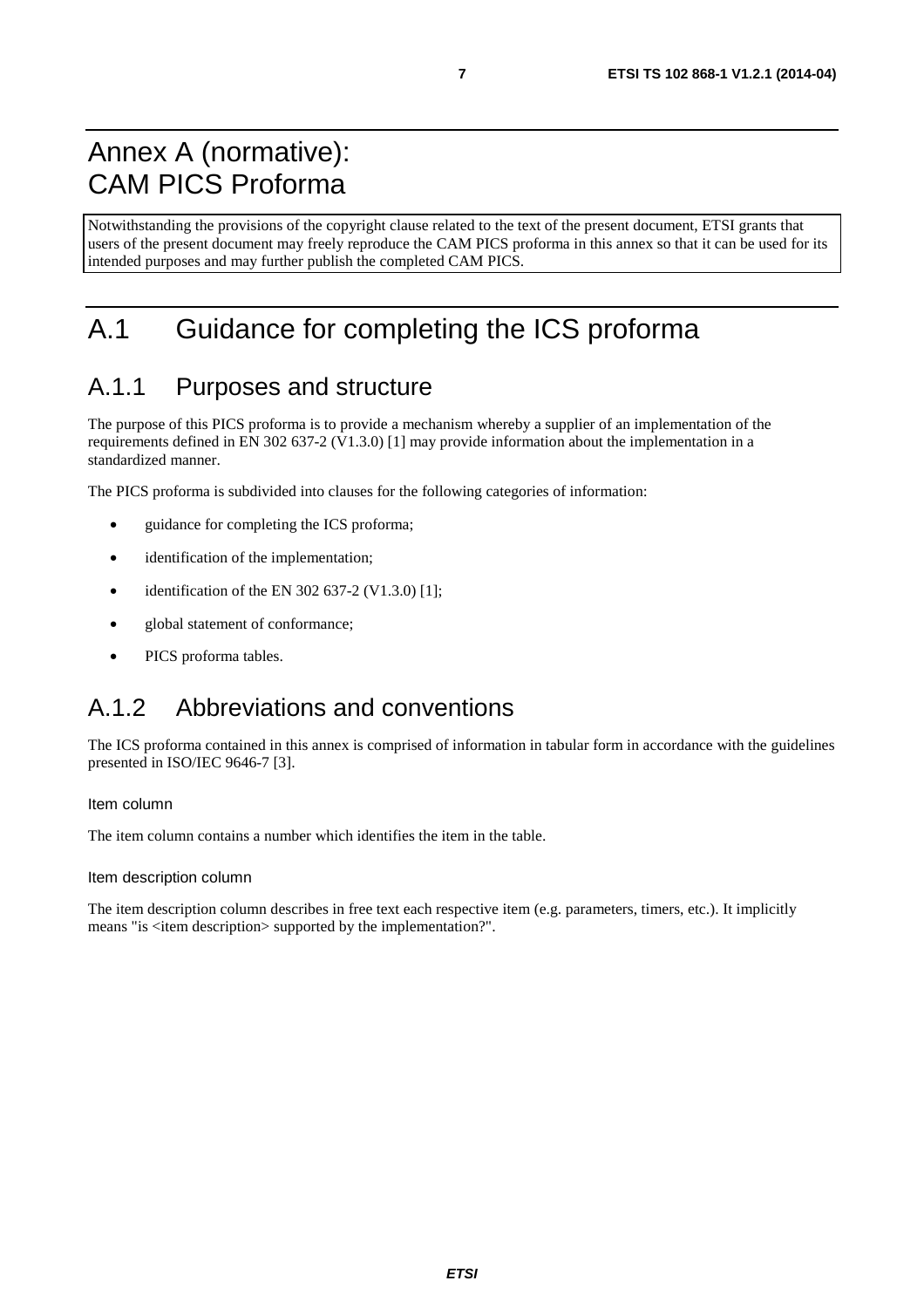# Annex A (normative): CAM PICS Proforma

Notwithstanding the provisions of the copyright clause related to the text of the present document, ETSI grants that users of the present document may freely reproduce the CAM PICS proforma in this annex so that it can be used for its intended purposes and may further publish the completed CAM PICS.

# A.1 Guidance for completing the ICS proforma

## A.1.1 Purposes and structure

The purpose of this PICS proforma is to provide a mechanism whereby a supplier of an implementation of the requirements defined in EN 302 637-2 (V1.3.0) [1] may provide information about the implementation in a standardized manner.

The PICS proforma is subdivided into clauses for the following categories of information:

- guidance for completing the ICS proforma;
- identification of the implementation;
- identification of the EN 302 637-2 (V1.3.0) [1];
- global statement of conformance;
- PICS proforma tables.

## A.1.2 Abbreviations and conventions

The ICS proforma contained in this annex is comprised of information in tabular form in accordance with the guidelines presented in ISO/IEC 9646-7 [3].

#### Item column

The item column contains a number which identifies the item in the table.

#### Item description column

The item description column describes in free text each respective item (e.g. parameters, timers, etc.). It implicitly means "is <item description> supported by the implementation?".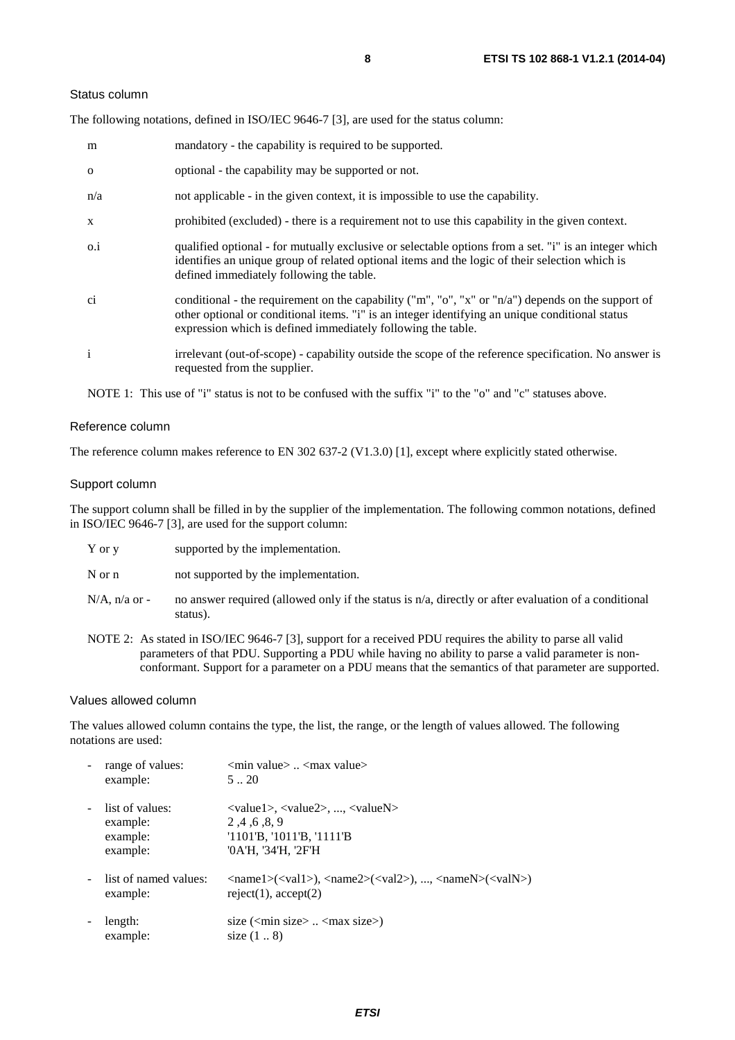Status column

The following notations, defined in ISO/IEC 9646-7 [3], are used for the status column:

| | |
|---|---|
| m | mandatory - the capability is required to be supported. |
| o | optional - the capability may be supported or not. |
| n/a | not applicable - in the given context, it is impossible to use the capability. |
| x | prohibited (excluded) - there is a requirement not to use this capability in the given context. |
| o.i | qualified optional - for mutually exclusive or selectable options from a set. "i" is an integer which identifies an unique group of related optional items and the logic of their selection which is defined immediately following the table. |
| ci | conditional - the requirement on the capability ("m", "o", "x" or "n/a") depends on the support of other optional or conditional items. "i" is an integer identifying an unique conditional status expression which is defined immediately following the table. |
| i | irrelevant (out-of-scope) - capability outside the scope of the reference specification. No answer is requested from the supplier. |

NOTE 1: This use of "i" status is not to be confused with the suffix "i" to the "o" and "c" statuses above.

Reference column

The reference column makes reference to EN 302 637-2 (V1.3.0) [1], except where explicitly stated otherwise.

Support column

The support column shall be filled in by the supplier of the implementation. The following common notations, defined in ISO/IEC 9646-7 [3], are used for the support column:

| | |
|---|---|
| Y or y | supported by the implementation. |
| N or n | not supported by the implementation. |
| N/A, n/a or - | no answer required (allowed only if the status is n/a, directly or after evaluation of a conditional status). |

NOTE 2: As stated in ISO/IEC 9646-7 [3], support for a received PDU requires the ability to parse all valid parameters of that PDU. Supporting a PDU while having no ability to parse a valid parameter is non-conformant. Support for a parameter on a PDU means that the semantics of that parameter are supported.

Values allowed column

The values allowed column contains the type, the list, the range, or the length of values allowed. The following notations are used:

- range of values: <min value> .. <max value>
  example: 5 .. 20
- list of values: <value1>, <value2>, ..., <valueN>
  example: 2 ,4 ,6 ,8, 9
  example: '1101'B, '1011'B, '1111'B
  example: '0A'H, '34'H, '2F'H
- list of named values: <name1>(<val1>), <name2>(<val2>), ..., <nameN>(<valN>)
  example: reject(1), accept(2)
- length: size (<min size> .. <max size>)
  example: size (1 .. 8)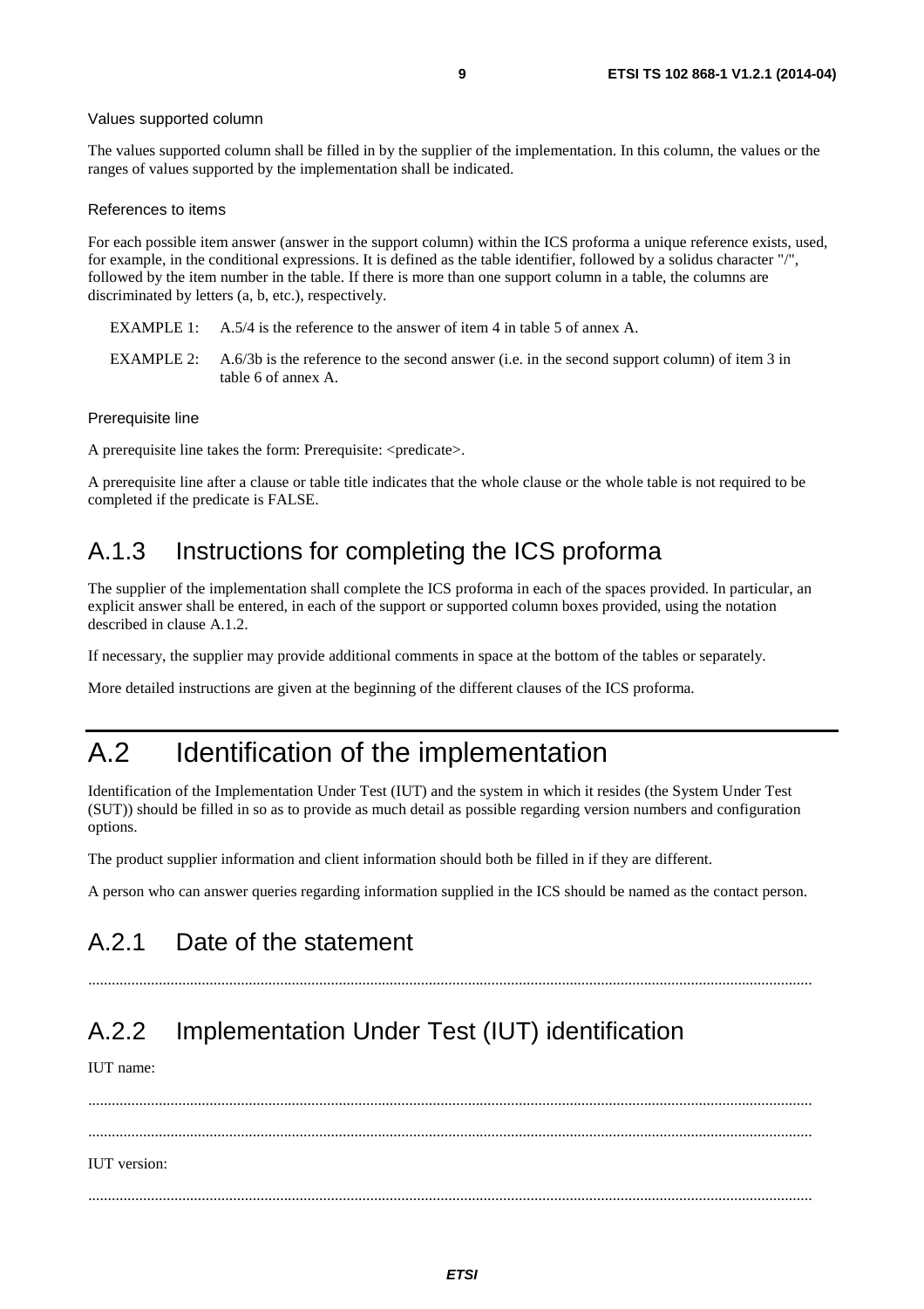Values supported column

The values supported column shall be filled in by the supplier of the implementation. In this column, the values or the ranges of values supported by the implementation shall be indicated.

References to items

For each possible item answer (answer in the support column) within the ICS proforma a unique reference exists, used, for example, in the conditional expressions. It is defined as the table identifier, followed by a solidus character "/", followed by the item number in the table. If there is more than one support column in a table, the columns are discriminated by letters (a, b, etc.), respectively.

EXAMPLE 1: A.5/4 is the reference to the answer of item 4 in table 5 of annex A.

EXAMPLE 2: A.6/3b is the reference to the second answer (i.e. in the second support column) of item 3 in table 6 of annex A.

Prerequisite line

A prerequisite line takes the form: Prerequisite: <predicate>.

A prerequisite line after a clause or table title indicates that the whole clause or the whole table is not required to be completed if the predicate is FALSE.

## A.1.3 Instructions for completing the ICS proforma

The supplier of the implementation shall complete the ICS proforma in each of the spaces provided. In particular, an explicit answer shall be entered, in each of the support or supported column boxes provided, using the notation described in clause A.1.2.

If necessary, the supplier may provide additional comments in space at the bottom of the tables or separately.

More detailed instructions are given at the beginning of the different clauses of the ICS proforma.

# A.2 Identification of the implementation

Identification of the Implementation Under Test (IUT) and the system in which it resides (the System Under Test (SUT)) should be filled in so as to provide as much detail as possible regarding version numbers and configuration options.

The product supplier information and client information should both be filled in if they are different.

A person who can answer queries regarding information supplied in the ICS should be named as the contact person.

## A.2.1 Date of the statement

.........................................................................................................................................................................

## A.2.2 Implementation Under Test (IUT) identification

IUT name:

.........................................................................................................................................................................

.........................................................................................................................................................................

IUT version:

.........................................................................................................................................................................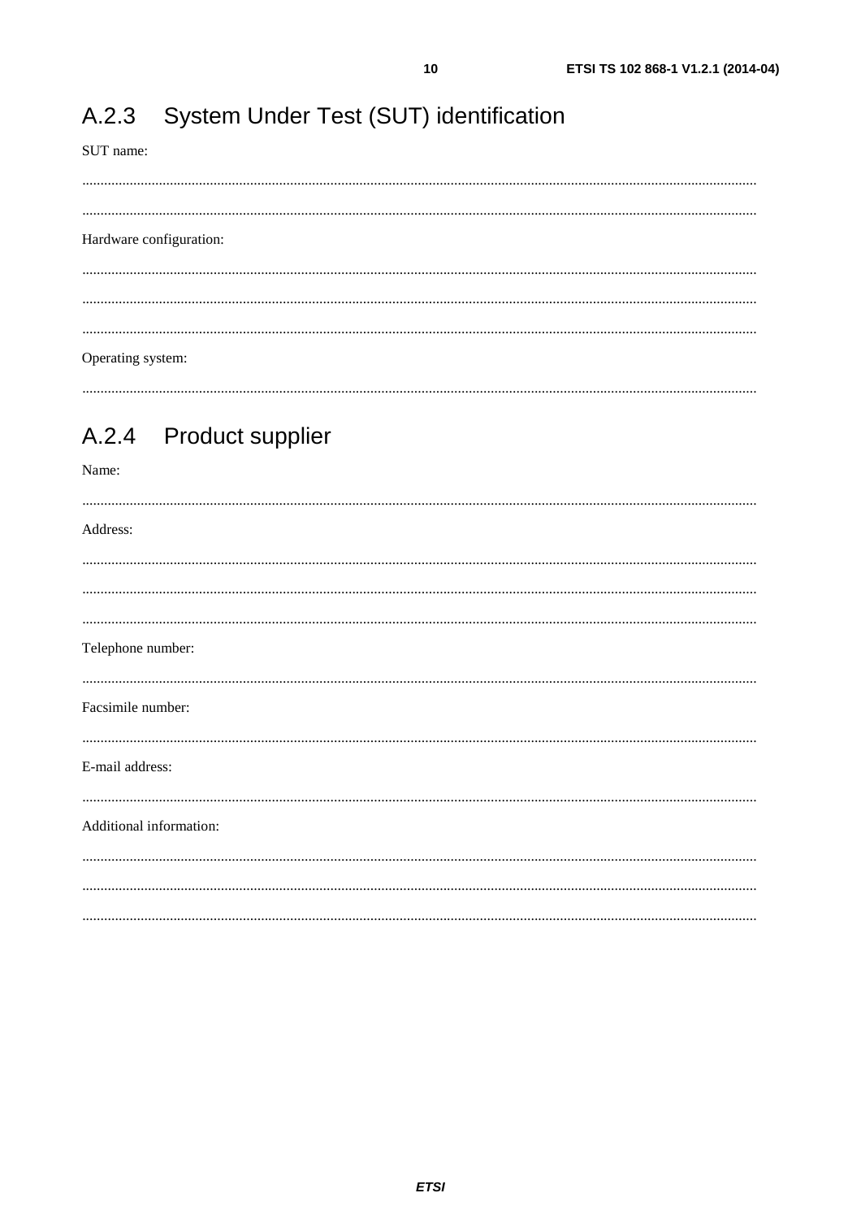## A.2.3 System Under Test (SUT) identification

SUT name:

.....................................................................................................................................................................................

.....................................................................................................................................................................................

Hardware configuration:

.....................................................................................................................................................................................

.....................................................................................................................................................................................

.....................................................................................................................................................................................

Operating system:

.....................................................................................................................................................................................

## A.2.4 Product supplier

Name:

.....................................................................................................................................................................................

Address:

.....................................................................................................................................................................................

.....................................................................................................................................................................................

.....................................................................................................................................................................................

Telephone number:

.....................................................................................................................................................................................

Facsimile number:

.....................................................................................................................................................................................

E-mail address:

.....................................................................................................................................................................................

Additional information:

.....................................................................................................................................................................................

.....................................................................................................................................................................................

.....................................................................................................................................................................................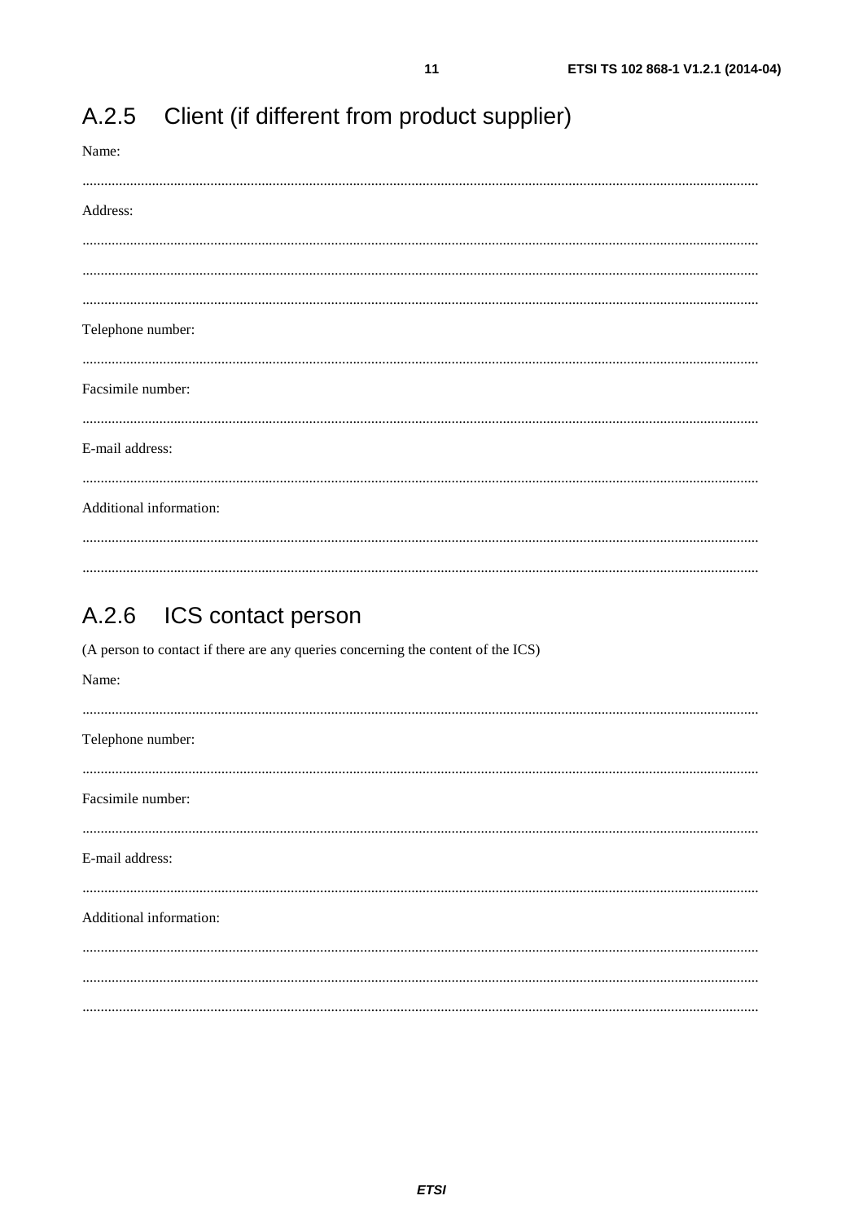## A.2.5 Client (if different from product supplier)

Name:

.....................................................................................................................................................................................

Address:

.....................................................................................................................................................................................

.....................................................................................................................................................................................

.....................................................................................................................................................................................

Telephone number:

.....................................................................................................................................................................................

Facsimile number:

.....................................................................................................................................................................................

E-mail address:

.....................................................................................................................................................................................

Additional information:

.....................................................................................................................................................................................

.....................................................................................................................................................................................

## A.2.6 ICS contact person

(A person to contact if there are any queries concerning the content of the ICS)

Name:

.....................................................................................................................................................................................

Telephone number:

.....................................................................................................................................................................................

Facsimile number:

.....................................................................................................................................................................................

E-mail address:

.....................................................................................................................................................................................

Additional information:

.....................................................................................................................................................................................

.....................................................................................................................................................................................

.....................................................................................................................................................................................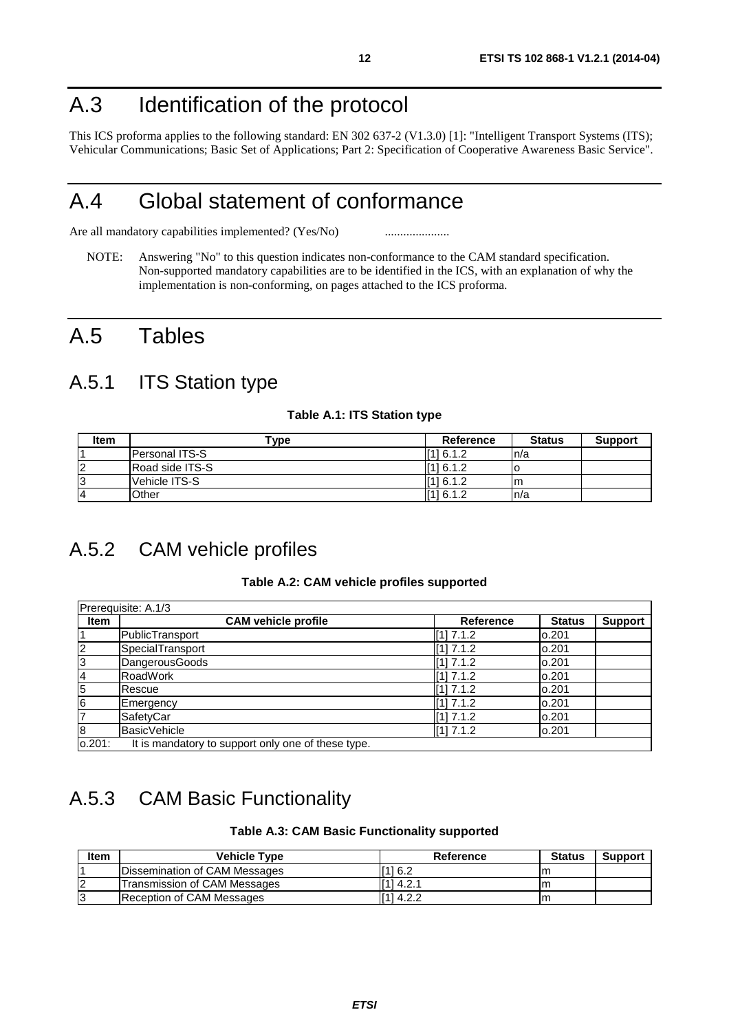# A.3 Identification of the protocol

This ICS proforma applies to the following standard: EN 302 637-2 (V1.3.0) [1]: "Intelligent Transport Systems (ITS); Vehicular Communications; Basic Set of Applications; Part 2: Specification of Cooperative Awareness Basic Service".

# A.4 Global statement of conformance

Are all mandatory capabilities implemented? (Yes/No) .....................

NOTE: Answering "No" to this question indicates non-conformance to the CAM standard specification. Non-supported mandatory capabilities are to be identified in the ICS, with an explanation of why the implementation is non-conforming, on pages attached to the ICS proforma.

# A.5 Tables

## A.5.1 ITS Station type

**Table A.1: ITS Station type**

| Item | Type | Reference | Status | Support |
|---|---|---|---|---|
| 1 | Personal ITS-S | [1] 6.1.2 | n/a | |
| 2 | Road side ITS-S | [1] 6.1.2 | o | |
| 3 | Vehicle ITS-S | [1] 6.1.2 | m | |
| 4 | Other | [1] 6.1.2 | n/a | |

## A.5.2 CAM vehicle profiles

**Table A.2: CAM vehicle profiles supported**

| Prerequisite: A.1/3 | | | | |
|---|---|---|---|---|
| **Item** | **CAM vehicle profile** | **Reference** | **Status** | **Support** |
| 1 | PublicTransport | [1] 7.1.2 | o.201 | |
| 2 | SpecialTransport | [1] 7.1.2 | o.201 | |
| 3 | DangerousGoods | [1] 7.1.2 | o.201 | |
| 4 | RoadWork | [1] 7.1.2 | o.201 | |
| 5 | Rescue | [1] 7.1.2 | o.201 | |
| 6 | Emergency | [1] 7.1.2 | o.201 | |
| 7 | SafetyCar | [1] 7.1.2 | o.201 | |
| 8 | BasicVehicle | [1] 7.1.2 | o.201 | |
| o.201: It is mandatory to support only one of these type. | | | | |

## A.5.3 CAM Basic Functionality

**Table A.3: CAM Basic Functionality supported**

| Item | Vehicle Type | Reference | Status | Support |
|---|---|---|---|---|
| 1 | Dissemination of CAM Messages | [1] 6.2 | m | |
| 2 | Transmission of CAM Messages | [1] 4.2.1 | m | |
| 3 | Reception of CAM Messages | [1] 4.2.2 | m | |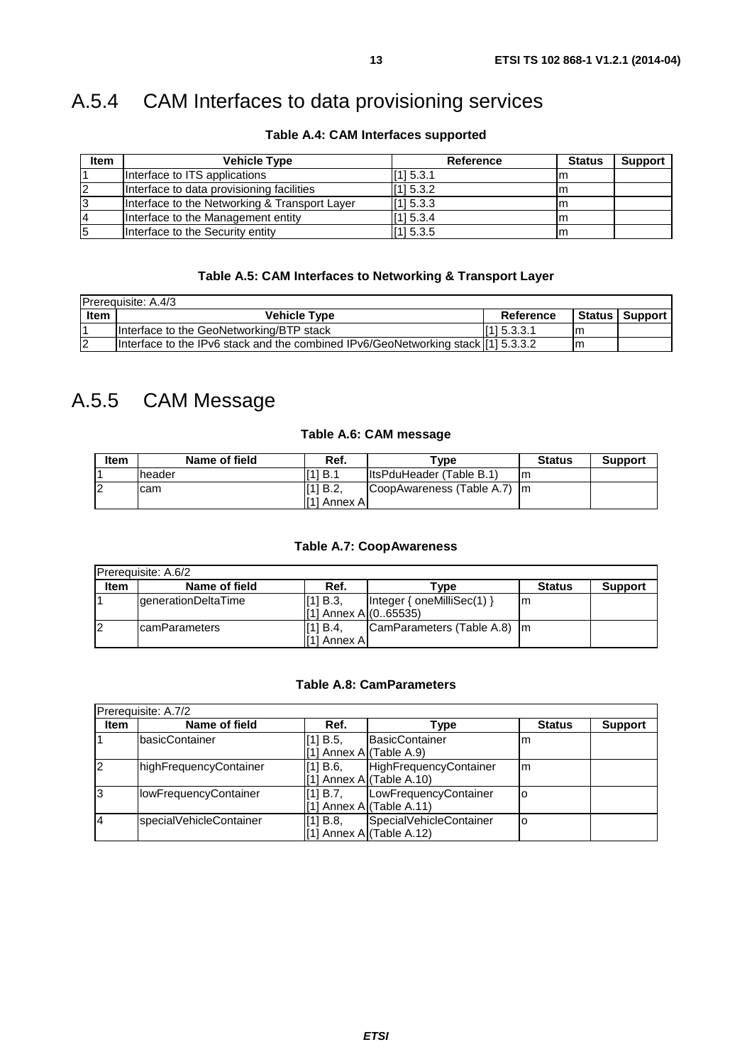## A.5.4 CAM Interfaces to data provisioning services

**Table A.4: CAM Interfaces supported**

| Item | Vehicle Type | Reference | Status | Support |
|---|---|---|---|---|
| 1 | Interface to ITS applications | [1] 5.3.1 | m | |
| 2 | Interface to data provisioning facilities | [1] 5.3.2 | m | |
| 3 | Interface to the Networking & Transport Layer | [1] 5.3.3 | m | |
| 4 | Interface to the Management entity | [1] 5.3.4 | m | |
| 5 | Interface to the Security entity | [1] 5.3.5 | m | |

**Table A.5: CAM Interfaces to Networking & Transport Layer**

| Prerequisite: A.4/3 | | | | |
|---|---|---|---|---|
| **Item** | **Vehicle Type** | **Reference** | **Status** | **Support** |
| 1 | Interface to the GeoNetworking/BTP stack | [1] 5.3.3.1 | m | |
| 2 | Interface to the IPv6 stack and the combined IPv6/GeoNetworking stack | [1] 5.3.3.2 | m | |

## A.5.5 CAM Message

**Table A.6: CAM message**

| Item | Name of field | Ref. | Type | Status | Support |
|---|---|---|---|---|---|
| 1 | header | [1] B.1 | ItsPduHeader (Table B.1) | m | |
| 2 | cam | [1] B.2, [1] Annex A | CoopAwareness (Table A.7) | m | |

**Table A.7: CoopAwareness**

| Prerequisite: A.6/2 | | | | | |
|---|---|---|---|---|---|
| **Item** | **Name of field** | **Ref.** | **Type** | **Status** | **Support** |
| 1 | generationDeltaTime | [1] B.3, [1] Annex A | Integer { oneMilliSec(1) } (0..65535) | m | |
| 2 | camParameters | [1] B.4, [1] Annex A | CamParameters (Table A.8) | m | |

**Table A.8: CamParameters**

| Prerequisite: A.7/2 | | | | | |
|---|---|---|---|---|---|
| **Item** | **Name of field** | **Ref.** | **Type** | **Status** | **Support** |
| 1 | basicContainer | [1] B.5, [1] Annex A | BasicContainer (Table A.9) | m | |
| 2 | highFrequencyContainer | [1] B.6, [1] Annex A | HighFrequencyContainer (Table A.10) | m | |
| 3 | lowFrequencyContainer | [1] B.7, [1] Annex A | LowFrequencyContainer (Table A.11) | o | |
| 4 | specialVehicleContainer | [1] B.8, [1] Annex A | SpecialVehicleContainer (Table A.12) | o | |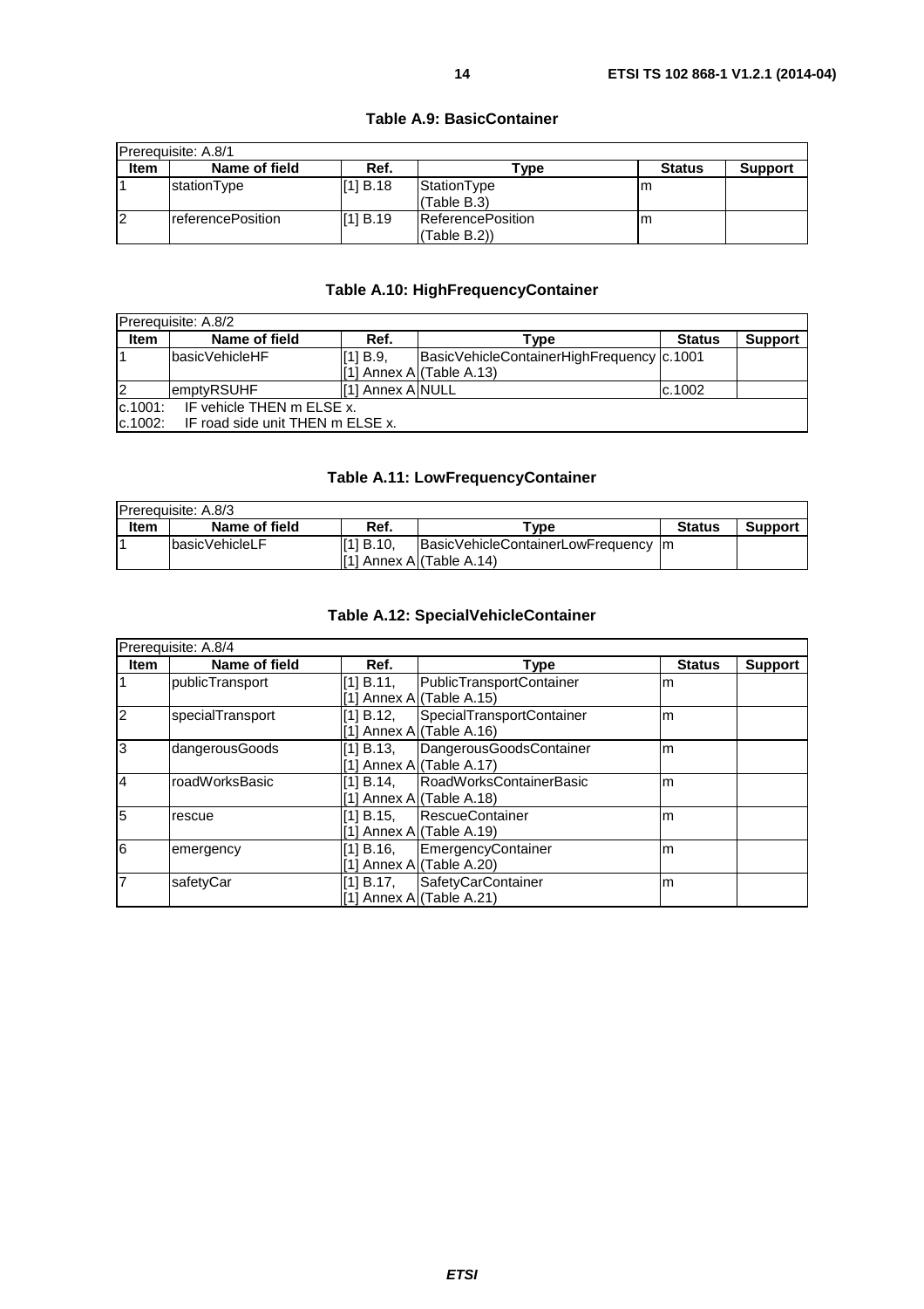**Table A.9: BasicContainer**

| Prerequisite: A.8/1 | | | | | |
|---|---|---|---|---|---|
| **Item** | **Name of field** | **Ref.** | **Type** | **Status** | **Support** |
| 1 | stationType | [1] B.18 | StationType (Table B.3) | m | |
| 2 | referencePosition | [1] B.19 | ReferencePosition (Table B.2)) | m | |

**Table A.10: HighFrequencyContainer**

| Prerequisite: A.8/2 | | | | | |
|---|---|---|---|---|---|
| **Item** | **Name of field** | **Ref.** | **Type** | **Status** | **Support** |
| 1 | basicVehicleHF | [1] B.9, [1] Annex A | BasicVehicleContainerHighFrequency (Table A.13) | c.1001 | |
| 2 | emptyRSUHF | [1] Annex A | NULL | c.1002 | |
| c.1001: IF vehicle THEN m ELSE x. | | | | | |
| c.1002: IF road side unit THEN m ELSE x. | | | | | |

**Table A.11: LowFrequencyContainer**

| Prerequisite: A.8/3 | | | | | |
|---|---|---|---|---|---|
| **Item** | **Name of field** | **Ref.** | **Type** | **Status** | **Support** |
| 1 | basicVehicleLF | [1] B.10, [1] Annex A | BasicVehicleContainerLowFrequency (Table A.14) | m | |

**Table A.12: SpecialVehicleContainer**

| Prerequisite: A.8/4 | | | | | |
|---|---|---|---|---|---|
| **Item** | **Name of field** | **Ref.** | **Type** | **Status** | **Support** |
| 1 | publicTransport | [1] B.11, [1] Annex A | PublicTransportContainer (Table A.15) | m | |
| 2 | specialTransport | [1] B.12, [1] Annex A | SpecialTransportContainer (Table A.16) | m | |
| 3 | dangerousGoods | [1] B.13, [1] Annex A | DangerousGoodsContainer (Table A.17) | m | |
| 4 | roadWorksBasic | [1] B.14, [1] Annex A | RoadWorksContainerBasic (Table A.18) | m | |
| 5 | rescue | [1] B.15, [1] Annex A | RescueContainer (Table A.19) | m | |
| 6 | emergency | [1] B.16, [1] Annex A | EmergencyContainer (Table A.20) | m | |
| 7 | safetyCar | [1] B.17, [1] Annex A | SafetyCarContainer (Table A.21) | m | |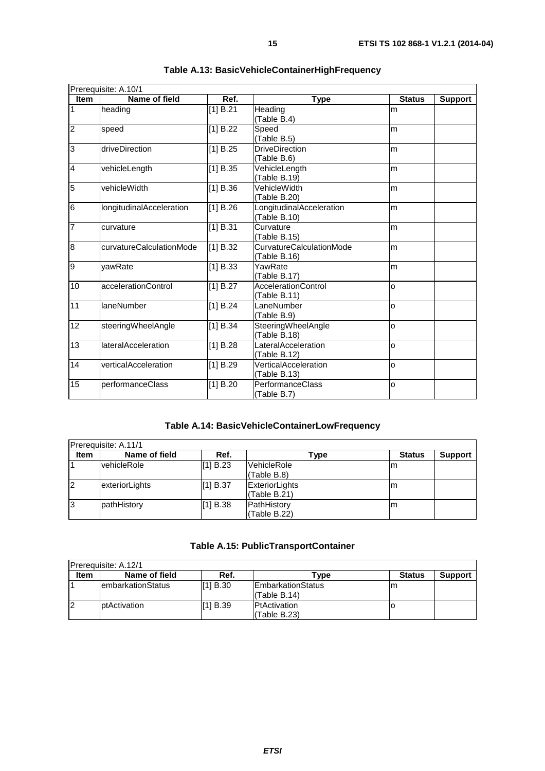**Table A.13: BasicVehicleContainerHighFrequency**

| Prerequisite: A.10/1 | | | | | |
|---|---|---|---|---|---|
| **Item** | **Name of field** | **Ref.** | **Type** | **Status** | **Support** |
| 1 | heading | [1] B.21 | Heading (Table B.4) | m | |
| 2 | speed | [1] B.22 | Speed (Table B.5) | m | |
| 3 | driveDirection | [1] B.25 | DriveDirection (Table B.6) | m | |
| 4 | vehicleLength | [1] B.35 | VehicleLength (Table B.19) | m | |
| 5 | vehicleWidth | [1] B.36 | VehicleWidth (Table B.20) | m | |
| 6 | longitudinalAcceleration | [1] B.26 | LongitudinalAcceleration (Table B.10) | m | |
| 7 | curvature | [1] B.31 | Curvature (Table B.15) | m | |
| 8 | curvatureCalculationMode | [1] B.32 | CurvatureCalculationMode (Table B.16) | m | |
| 9 | yawRate | [1] B.33 | YawRate (Table B.17) | m | |
| 10 | accelerationControl | [1] B.27 | AccelerationControl (Table B.11) | o | |
| 11 | laneNumber | [1] B.24 | LaneNumber (Table B.9) | o | |
| 12 | steeringWheelAngle | [1] B.34 | SteeringWheelAngle (Table B.18) | o | |
| 13 | lateralAcceleration | [1] B.28 | LateralAcceleration (Table B.12) | o | |
| 14 | verticalAcceleration | [1] B.29 | VerticalAcceleration (Table B.13) | o | |
| 15 | performanceClass | [1] B.20 | PerformanceClass (Table B.7) | o | |

**Table A.14: BasicVehicleContainerLowFrequency**

| Prerequisite: A.11/1 | | | | | |
|---|---|---|---|---|---|
| **Item** | **Name of field** | **Ref.** | **Type** | **Status** | **Support** |
| 1 | vehicleRole | [1] B.23 | VehicleRole (Table B.8) | m | |
| 2 | exteriorLights | [1] B.37 | ExteriorLights (Table B.21) | m | |
| 3 | pathHistory | [1] B.38 | PathHistory (Table B.22) | m | |

**Table A.15: PublicTransportContainer**

| Prerequisite: A.12/1 | | | | | |
|---|---|---|---|---|---|
| **Item** | **Name of field** | **Ref.** | **Type** | **Status** | **Support** |
| 1 | embarkationStatus | [1] B.30 | EmbarkationStatus (Table B.14) | m | |
| 2 | ptActivation | [1] B.39 | PtActivation (Table B.23) | o | |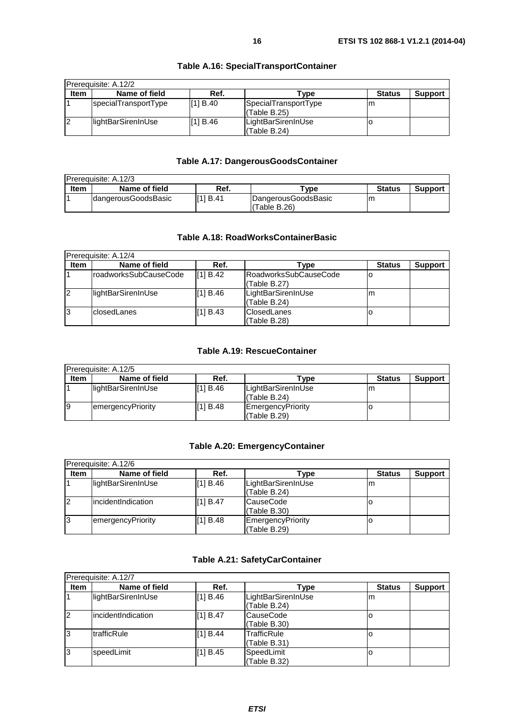### Table A.16: SpecialTransportContainer

| Prerequisite: A.12/2 | | | | | |
|---|---|---|---|---|---|
| **Item** | **Name of field** | **Ref.** | **Type** | **Status** | **Support** |
| 1 | specialTransportType | [1] B.40 | SpecialTransportType (Table B.25) | m | |
| 2 | lightBarSirenInUse | [1] B.46 | LightBarSirenInUse (Table B.24) | o | |

### Table A.17: DangerousGoodsContainer

| Prerequisite: A.12/3 | | | | | |
|---|---|---|---|---|---|
| **Item** | **Name of field** | **Ref.** | **Type** | **Status** | **Support** |
| 1 | dangerousGoodsBasic | [1] B.41 | DangerousGoodsBasic (Table B.26) | m | |

### Table A.18: RoadWorksContainerBasic

| Prerequisite: A.12/4 | | | | | |
|---|---|---|---|---|---|
| **Item** | **Name of field** | **Ref.** | **Type** | **Status** | **Support** |
| 1 | roadworksSubCauseCode | [1] B.42 | RoadworksSubCauseCode (Table B.27) | o | |
| 2 | lightBarSirenInUse | [1] B.46 | LightBarSirenInUse (Table B.24) | m | |
| 3 | closedLanes | [1] B.43 | ClosedLanes (Table B.28) | o | |

### Table A.19: RescueContainer

| Prerequisite: A.12/5 | | | | | |
|---|---|---|---|---|---|
| **Item** | **Name of field** | **Ref.** | **Type** | **Status** | **Support** |
| 1 | lightBarSirenInUse | [1] B.46 | LightBarSirenInUse (Table B.24) | m | |
| 9 | emergencyPriority | [1] B.48 | EmergencyPriority (Table B.29) | o | |

### Table A.20: EmergencyContainer

| Prerequisite: A.12/6 | | | | | |
|---|---|---|---|---|---|
| **Item** | **Name of field** | **Ref.** | **Type** | **Status** | **Support** |
| 1 | lightBarSirenInUse | [1] B.46 | LightBarSirenInUse (Table B.24) | m | |
| 2 | incidentIndication | [1] B.47 | CauseCode (Table B.30) | o | |
| 3 | emergencyPriority | [1] B.48 | EmergencyPriority (Table B.29) | o | |

### Table A.21: SafetyCarContainer

| Prerequisite: A.12/7 | | | | | |
|---|---|---|---|---|---|
| **Item** | **Name of field** | **Ref.** | **Type** | **Status** | **Support** |
| 1 | lightBarSirenInUse | [1] B.46 | LightBarSirenInUse (Table B.24) | m | |
| 2 | incidentIndication | [1] B.47 | CauseCode (Table B.30) | o | |
| 3 | trafficRule | [1] B.44 | TrafficRule (Table B.31) | o | |
| 3 | speedLimit | [1] B.45 | SpeedLimit (Table B.32) | o | |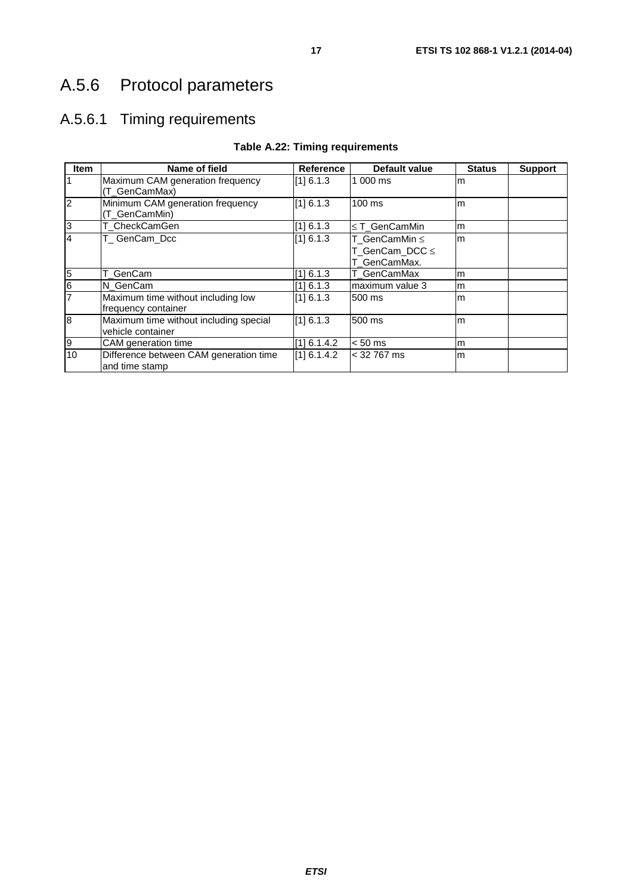## A.5.6 Protocol parameters

### A.5.6.1 Timing requirements

**Table A.22: Timing requirements**

| Item | Name of field | Reference | Default value | Status | Support |
|---|---|---|---|---|---|
| 1 | Maximum CAM generation frequency (T_GenCamMax) | [1] 6.1.3 | 1 000 ms | m | |
| 2 | Minimum CAM generation frequency (T_GenCamMin) | [1] 6.1.3 | 100 ms | m | |
| 3 | T_CheckCamGen | [1] 6.1.3 | ≤ T_GenCamMin | m | |
| 4 | T_ GenCam_Dcc | [1] 6.1.3 | T_GenCamMin ≤ T_GenCam_DCC ≤ T_GenCamMax. | m | |
| 5 | T_GenCam | [1] 6.1.3 | T_GenCamMax | m | |
| 6 | N_GenCam | [1] 6.1.3 | maximum value 3 | m | |
| 7 | Maximum time without including low frequency container | [1] 6.1.3 | 500 ms | m | |
| 8 | Maximum time without including special vehicle container | [1] 6.1.3 | 500 ms | m | |
| 9 | CAM generation time | [1] 6.1.4.2 | < 50 ms | m | |
| 10 | Difference between CAM generation time and time stamp | [1] 6.1.4.2 | < 32 767 ms | m | |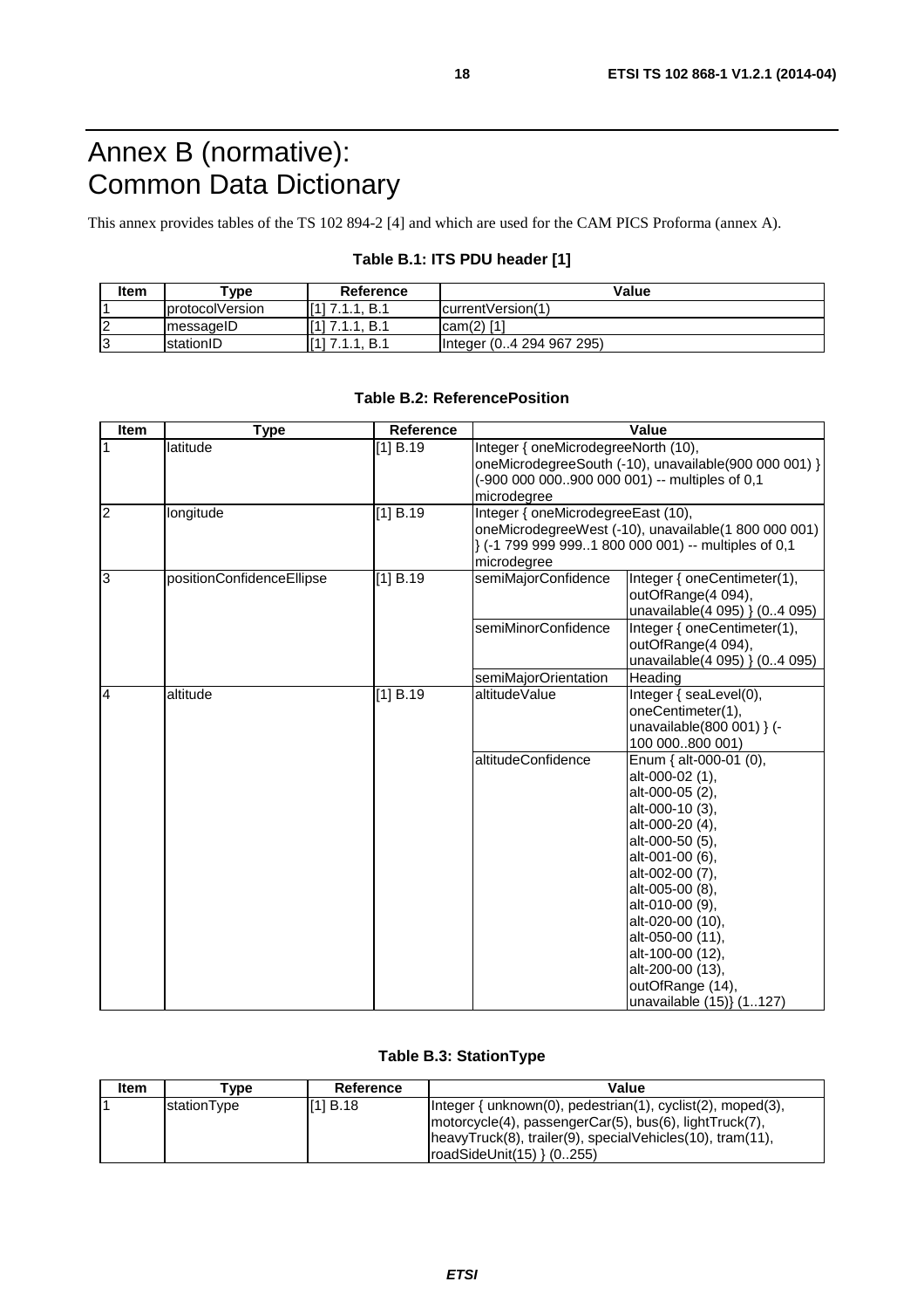# Annex B (normative): Common Data Dictionary

This annex provides tables of the TS 102 894-2 [4] and which are used for the CAM PICS Proforma (annex A).

**Table B.1: ITS PDU header [1]**

| Item | Type | Reference | Value |
|---|---|---|---|
| 1 | protocolVersion | [1] 7.1.1, B.1 | currentVersion(1) |
| 2 | messageID | [1] 7.1.1, B.1 | cam(2) [1] |
| 3 | stationID | [1] 7.1.1, B.1 | Integer (0..4 294 967 295) |

**Table B.2: ReferencePosition**

| Item | Type | Reference | Value | |
|---|---|---|---|---|
| 1 | latitude | [1] B.19 | Integer { oneMicrodegreeNorth (10), oneMicrodegreeSouth (-10), unavailable(900 000 001) } (-900 000 000..900 000 001) -- multiples of 0,1 microdegree | |
| 2 | longitude | [1] B.19 | Integer { oneMicrodegreeEast (10), oneMicrodegreeWest (-10), unavailable(1 800 000 001) } (-1 799 999 999..1 800 000 001) -- multiples of 0,1 microdegree | |
| 3 | positionConfidenceEllipse | [1] B.19 | semiMajorConfidence | Integer { oneCentimeter(1), outOfRange(4 094), unavailable(4 095) } (0..4 095) |
| | | | semiMinorConfidence | Integer { oneCentimeter(1), outOfRange(4 094), unavailable(4 095) } (0..4 095) |
| | | | semiMajorOrientation | Heading |
| 4 | altitude | [1] B.19 | altitudeValue | Integer { seaLevel(0), oneCentimeter(1), unavailable(800 001) } (-100 000..800 001) |
| | | | altitudeConfidence | Enum { alt-000-01 (0), alt-000-02 (1), alt-000-05 (2), alt-000-10 (3), alt-000-20 (4), alt-000-50 (5), alt-001-00 (6), alt-002-00 (7), alt-005-00 (8), alt-010-00 (9), alt-020-00 (10), alt-050-00 (11), alt-100-00 (12), alt-200-00 (13), outOfRange (14), unavailable (15)} (1..127) |

**Table B.3: StationType**

| Item | Type | Reference | Value |
|---|---|---|---|
| 1 | stationType | [1] B.18 | Integer { unknown(0), pedestrian(1), cyclist(2), moped(3), motorcycle(4), passengerCar(5), bus(6), lightTruck(7), heavyTruck(8), trailer(9), specialVehicles(10), tram(11), roadSideUnit(15) } (0..255) |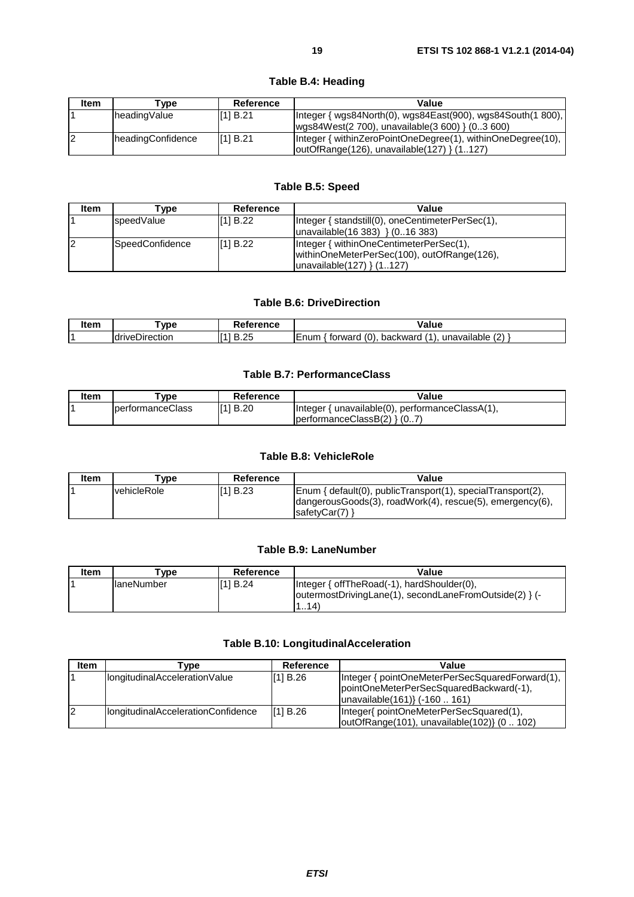**Table B.4: Heading**

| Item | Type | Reference | Value |
|---|---|---|---|
| 1 | headingValue | [1] B.21 | Integer { wgs84North(0), wgs84East(900), wgs84South(1 800), wgs84West(2 700), unavailable(3 600) } (0..3 600) |
| 2 | headingConfidence | [1] B.21 | Integer { withinZeroPointOneDegree(1), withinOneDegree(10), outOfRange(126), unavailable(127) } (1..127) |

**Table B.5: Speed**

| Item | Type | Reference | Value |
|---|---|---|---|
| 1 | speedValue | [1] B.22 | Integer { standstill(0), oneCentimeterPerSec(1), unavailable(16 383) } (0..16 383) |
| 2 | SpeedConfidence | [1] B.22 | Integer { withinOneCentimeterPerSec(1), withinOneMeterPerSec(100), outOfRange(126), unavailable(127) } (1..127) |

**Table B.6: DriveDirection**

| Item | Type | Reference | Value |
|---|---|---|---|
| 1 | driveDirection | [1] B.25 | Enum { forward (0), backward (1), unavailable (2) } |

**Table B.7: PerformanceClass**

| Item | Type | Reference | Value |
|---|---|---|---|
| 1 | performanceClass | [1] B.20 | Integer { unavailable(0), performanceClassA(1), performanceClassB(2) } (0..7) |

**Table B.8: VehicleRole**

| Item | Type | Reference | Value |
|---|---|---|---|
| 1 | vehicleRole | [1] B.23 | Enum { default(0), publicTransport(1), specialTransport(2), dangerousGoods(3), roadWork(4), rescue(5), emergency(6), safetyCar(7) } |

**Table B.9: LaneNumber**

| Item | Type | Reference | Value |
|---|---|---|---|
| 1 | laneNumber | [1] B.24 | Integer { offTheRoad(-1), hardShoulder(0), outermostDrivingLane(1), secondLaneFromOutside(2) } (-1..14) |

**Table B.10: LongitudinalAcceleration**

| Item | Type | Reference | Value |
|---|---|---|---|
| 1 | longitudinalAccelerationValue | [1] B.26 | Integer { pointOneMeterPerSecSquaredForward(1), pointOneMeterPerSecSquaredBackward(-1), unavailable(161)} (-160 .. 161) |
| 2 | longitudinalAccelerationConfidence | [1] B.26 | Integer{ pointOneMeterPerSecSquared(1), outOfRange(101), unavailable(102)} (0 .. 102) |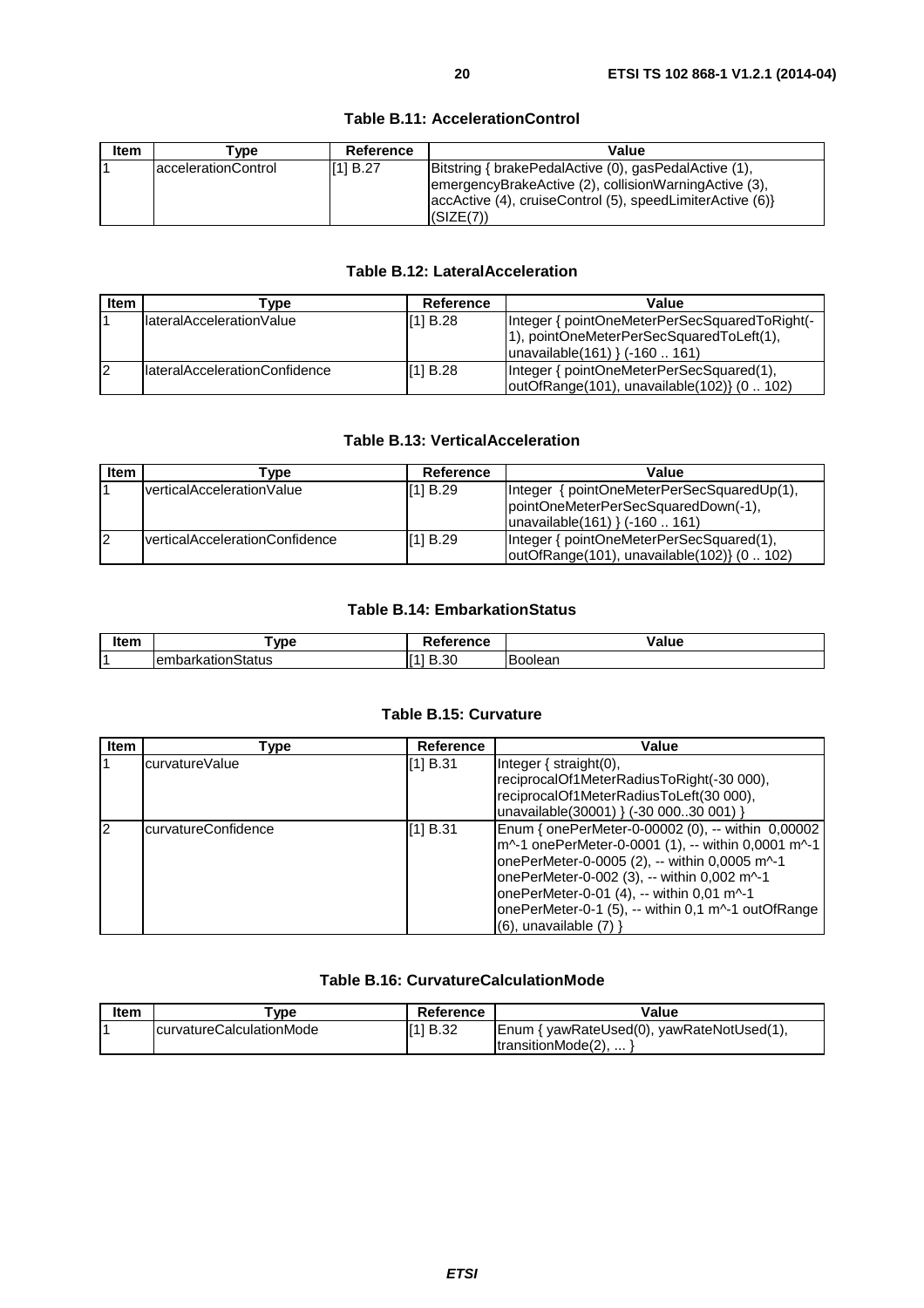**Table B.11: AccelerationControl**

| Item | Type | Reference | Value |
| --- | --- | --- | --- |
| 1 | accelerationControl | [1] B.27 | Bitstring { brakePedalActive (0), gasPedalActive (1), emergencyBrakeActive (2), collisionWarningActive (3), accActive (4), cruiseControl (5), speedLimiterActive (6)} (SIZE(7)) |

**Table B.12: LateralAcceleration**

| Item | Type | Reference | Value |
| --- | --- | --- | --- |
| 1 | lateralAccelerationValue | [1] B.28 | Integer { pointOneMeterPerSecSquaredToRight(-1), pointOneMeterPerSecSquaredToLeft(1), unavailable(161) } (-160 .. 161) |
| 2 | lateralAccelerationConfidence | [1] B.28 | Integer { pointOneMeterPerSecSquared(1), outOfRange(101), unavailable(102)} (0 .. 102) |

**Table B.13: VerticalAcceleration**

| Item | Type | Reference | Value |
| --- | --- | --- | --- |
| 1 | verticalAccelerationValue | [1] B.29 | Integer { pointOneMeterPerSecSquaredUp(1), pointOneMeterPerSecSquaredDown(-1), unavailable(161) } (-160 .. 161) |
| 2 | verticalAccelerationConfidence | [1] B.29 | Integer { pointOneMeterPerSecSquared(1), outOfRange(101), unavailable(102)} (0 .. 102) |

**Table B.14: EmbarkationStatus**

| Item | Type | Reference | Value |
| --- | --- | --- | --- |
| 1 | embarkationStatus | [1] B.30 | Boolean |

**Table B.15: Curvature**

| Item | Type | Reference | Value |
| --- | --- | --- | --- |
| 1 | curvatureValue | [1] B.31 | Integer { straight(0), reciprocalOf1MeterRadiusToRight(-30 000), reciprocalOf1MeterRadiusToLeft(30 000), unavailable(30001) } (-30 000..30 001) } |
| 2 | curvatureConfidence | [1] B.31 | Enum { onePerMeter-0-00002 (0), -- within 0,00002 m^-1 onePerMeter-0-0001 (1), -- within 0,0001 m^-1 onePerMeter-0-0005 (2), -- within 0,0005 m^-1 onePerMeter-0-002 (3), -- within 0,002 m^-1 onePerMeter-0-01 (4), -- within 0,01 m^-1 onePerMeter-0-1 (5), -- within 0,1 m^-1 outOfRange (6), unavailable (7) } |

**Table B.16: CurvatureCalculationMode**

| Item | Type | Reference | Value |
| --- | --- | --- | --- |
| 1 | curvatureCalculationMode | [1] B.32 | Enum { yawRateUsed(0), yawRateNotUsed(1), transitionMode(2), ... } |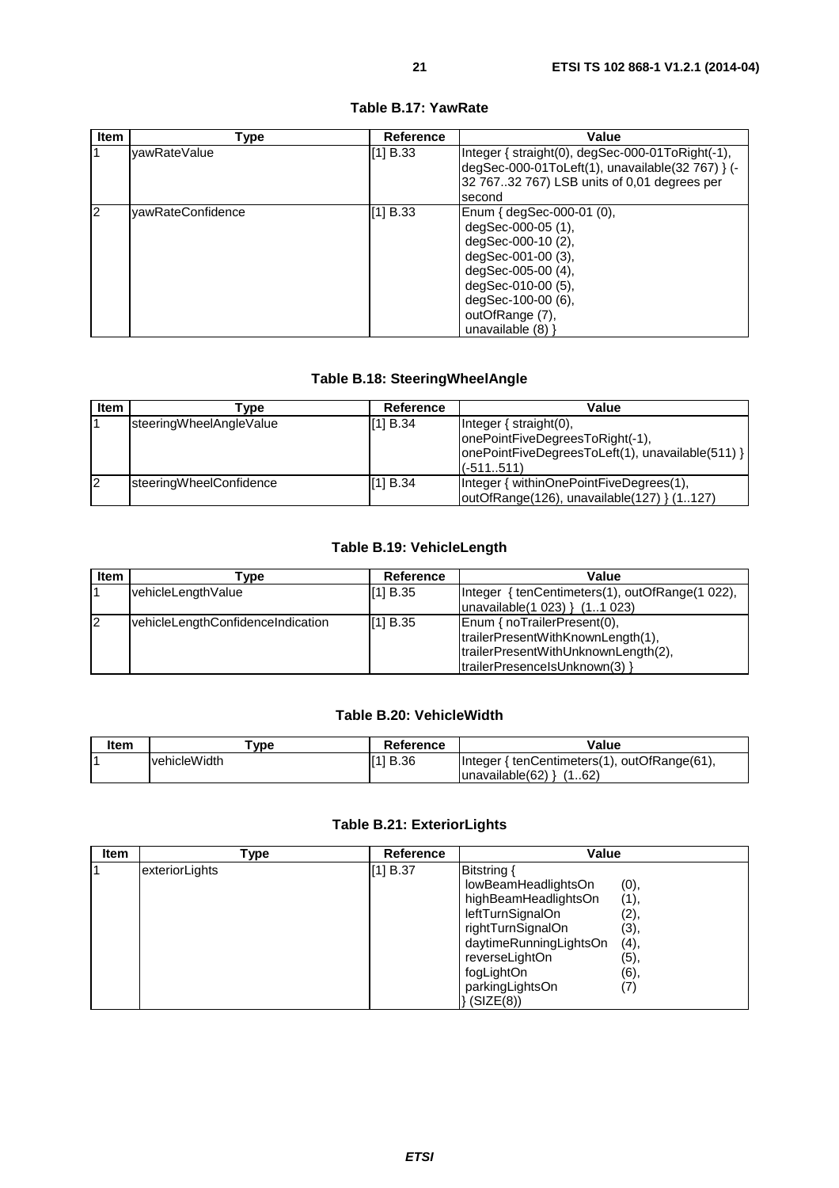**Table B.17: YawRate**

| Item | Type | Reference | Value |
|---|---|---|---|
| 1 | yawRateValue | [1] B.33 | Integer { straight(0), degSec-000-01ToRight(-1), degSec-000-01ToLeft(1), unavailable(32 767) } (-32 767..32 767) LSB units of 0,01 degrees per second |
| 2 | yawRateConfidence | [1] B.33 | Enum { degSec-000-01 (0), degSec-000-05 (1), degSec-000-10 (2), degSec-001-00 (3), degSec-005-00 (4), degSec-010-00 (5), degSec-100-00 (6), outOfRange (7), unavailable (8) } |

**Table B.18: SteeringWheelAngle**

| Item | Type | Reference | Value |
|---|---|---|---|
| 1 | steeringWheelAngleValue | [1] B.34 | Integer { straight(0), onePointFiveDegreesToRight(-1), onePointFiveDegreesToLeft(1), unavailable(511) } (-511..511) |
| 2 | steeringWheelConfidence | [1] B.34 | Integer { withinOnePointFiveDegrees(1), outOfRange(126), unavailable(127) } (1..127) |

**Table B.19: VehicleLength**

| Item | Type | Reference | Value |
|---|---|---|---|
| 1 | vehicleLengthValue | [1] B.35 | Integer { tenCentimeters(1), outOfRange(1 022), unavailable(1 023) } (1..1 023) |
| 2 | vehicleLengthConfidenceIndication | [1] B.35 | Enum { noTrailerPresent(0), trailerPresentWithKnownLength(1), trailerPresentWithUnknownLength(2), trailerPresenceIsUnknown(3) } |

**Table B.20: VehicleWidth**

| Item | Type | Reference | Value |
|---|---|---|---|
| 1 | vehicleWidth | [1] B.36 | Integer { tenCentimeters(1), outOfRange(61), unavailable(62) } (1..62) |

**Table B.21: ExteriorLights**

| Item | Type | Reference | Value |
|---|---|---|---|
| 1 | exteriorLights | [1] B.37 | Bitstring { lowBeamHeadlightsOn (0), highBeamHeadlightsOn (1), leftTurnSignalOn (2), rightTurnSignalOn (3), daytimeRunningLightsOn (4), reverseLightOn (5), fogLightOn (6), parkingLightsOn (7) } (SIZE(8)) |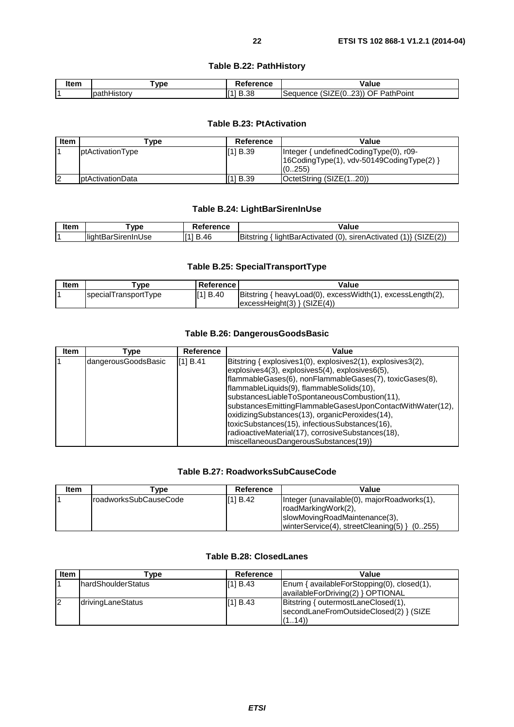### Table B.22: PathHistory

| Item | Type | Reference | Value |
|---|---|---|---|
| 1 | pathHistory | [1] B.38 | Sequence (SIZE(0..23)) OF PathPoint |

### Table B.23: PtActivation

| Item | Type | Reference | Value |
|---|---|---|---|
| 1 | ptActivationType | [1] B.39 | Integer { undefinedCodingType(0), r09-16CodingType(1), vdv-50149CodingType(2) } (0..255) |
| 2 | ptActivationData | [1] B.39 | OctetString (SIZE(1..20)) |

### Table B.24: LightBarSirenInUse

| Item | Type | Reference | Value |
|---|---|---|---|
| 1 | lightBarSirenInUse | [1] B.46 | Bitstring { lightBarActivated (0), sirenActivated (1)} (SIZE(2)) |

### Table B.25: SpecialTransportType

| Item | Type | Reference | Value |
|---|---|---|---|
| 1 | specialTransportType | [1] B.40 | Bitstring { heavyLoad(0), excessWidth(1), excessLength(2), excessHeight(3) } (SIZE(4)) |

### Table B.26: DangerousGoodsBasic

| Item | Type | Reference | Value |
|---|---|---|---|
| 1 | dangerousGoodsBasic | [1] B.41 | Bitstring { explosives1(0), explosives2(1), explosives3(2), explosives4(3), explosives5(4), explosives6(5), flammableGases(6), nonFlammableGases(7), toxicGases(8), flammableLiquids(9), flammableSolids(10), substancesLiableToSpontaneousCombustion(11), substancesEmittingFlammableGasesUponContactWithWater(12), oxidizingSubstances(13), organicPeroxides(14), toxicSubstances(15), infectiousSubstances(16), radioactiveMaterial(17), corrosiveSubstances(18), miscellaneousDangerousSubstances(19)} |

### Table B.27: RoadworksSubCauseCode

| Item | Type | Reference | Value |
|---|---|---|---|
| 1 | roadworksSubCauseCode | [1] B.42 | Integer {unavailable(0), majorRoadworks(1), roadMarkingWork(2), slowMovingRoadMaintenance(3), winterService(4), streetCleaning(5) } (0..255) |

### Table B.28: ClosedLanes

| Item | Type | Reference | Value |
|---|---|---|---|
| 1 | hardShoulderStatus | [1] B.43 | Enum { availableForStopping(0), closed(1), availableForDriving(2) } OPTIONAL |
| 2 | drivingLaneStatus | [1] B.43 | Bitstring { outermostLaneClosed(1), secondLaneFromOutsideClosed(2) } (SIZE (1..14)) |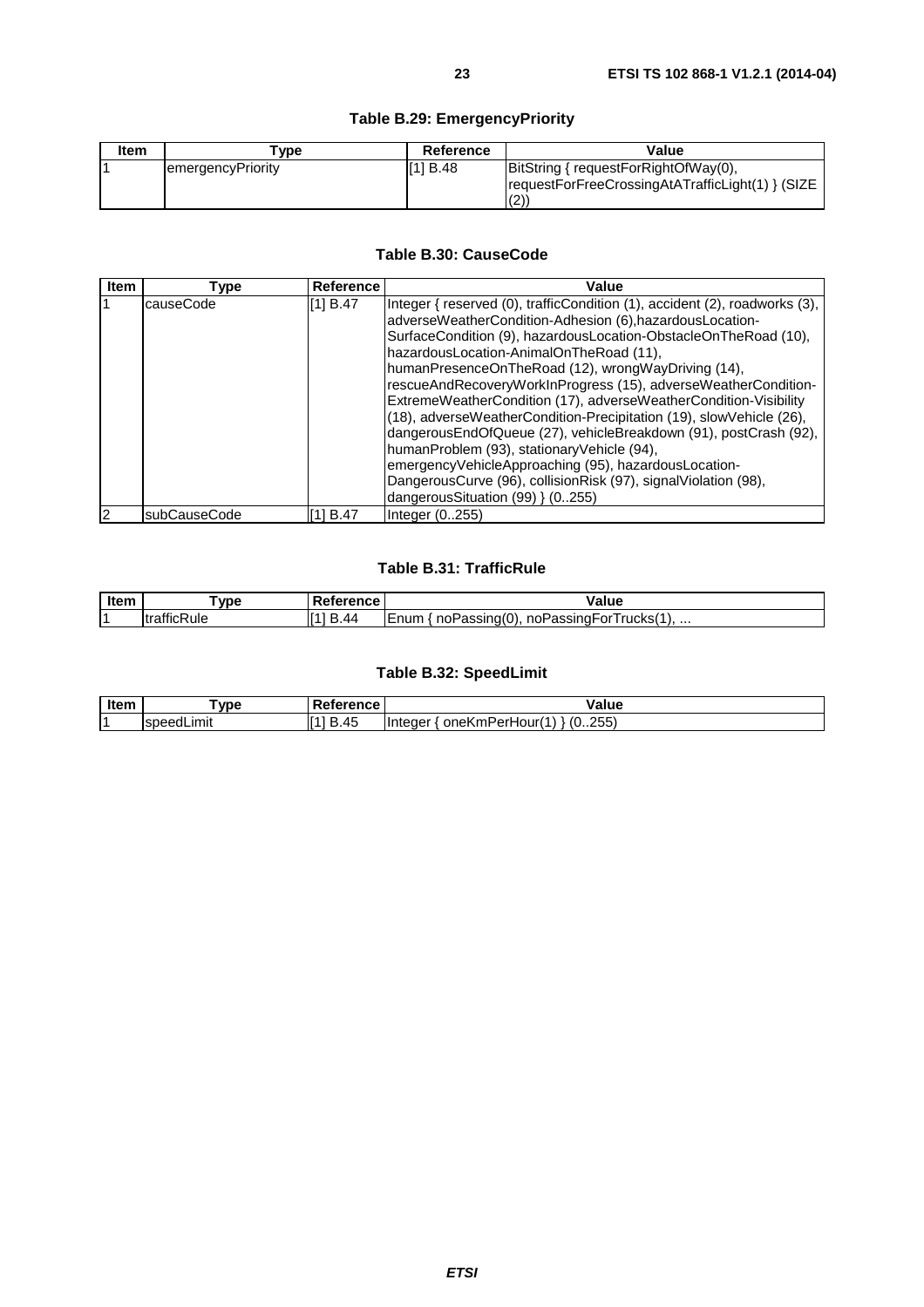**Table B.29: EmergencyPriority**

| Item | Type | Reference | Value |
|---|---|---|---|
| 1 | emergencyPriority | [1] B.48 | BitString { requestForRightOfWay(0), requestForFreeCrossingAtATrafficLight(1) } (SIZE (2)) |

**Table B.30: CauseCode**

| Item | Type | Reference | Value |
|---|---|---|---|
| 1 | causeCode | [1] B.47 | Integer { reserved (0), trafficCondition (1), accident (2), roadworks (3), adverseWeatherCondition-Adhesion (6),hazardousLocation-SurfaceCondition (9), hazardousLocation-ObstacleOnTheRoad (10), hazardousLocation-AnimalOnTheRoad (11), humanPresenceOnTheRoad (12), wrongWayDriving (14), rescueAndRecoveryWorkInProgress (15), adverseWeatherCondition-ExtremeWeatherCondition (17), adverseWeatherCondition-Visibility (18), adverseWeatherCondition-Precipitation (19), slowVehicle (26), dangerousEndOfQueue (27), vehicleBreakdown (91), postCrash (92), humanProblem (93), stationaryVehicle (94), emergencyVehicleApproaching (95), hazardousLocation-DangerousCurve (96), collisionRisk (97), signalViolation (98), dangerousSituation (99) } (0..255) |
| 2 | subCauseCode | [1] B.47 | Integer (0..255) |

**Table B.31: TrafficRule**

| Item | Type | Reference | Value |
|---|---|---|---|
| 1 | trafficRule | [1] B.44 | Enum { noPassing(0), noPassingForTrucks(1), ... |

**Table B.32: SpeedLimit**

| Item | Type | Reference | Value |
|---|---|---|---|
| 1 | speedLimit | [1] B.45 | Integer { oneKmPerHour(1) } (0..255) |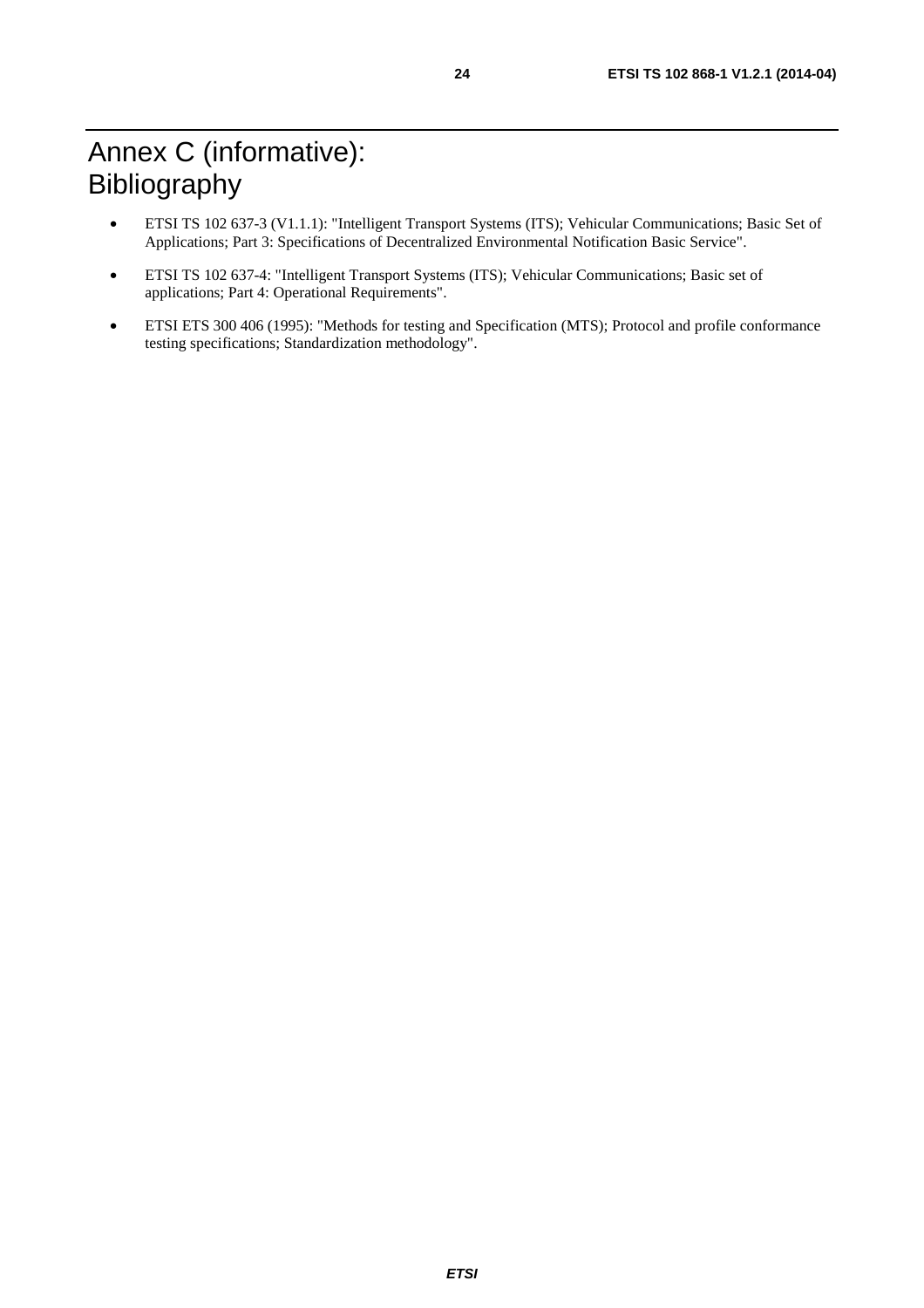# Annex C (informative): Bibliography

- ETSI TS 102 637-3 (V1.1.1): "Intelligent Transport Systems (ITS); Vehicular Communications; Basic Set of Applications; Part 3: Specifications of Decentralized Environmental Notification Basic Service".
- ETSI TS 102 637-4: "Intelligent Transport Systems (ITS); Vehicular Communications; Basic set of applications; Part 4: Operational Requirements".
- ETSI ETS 300 406 (1995): "Methods for testing and Specification (MTS); Protocol and profile conformance testing specifications; Standardization methodology".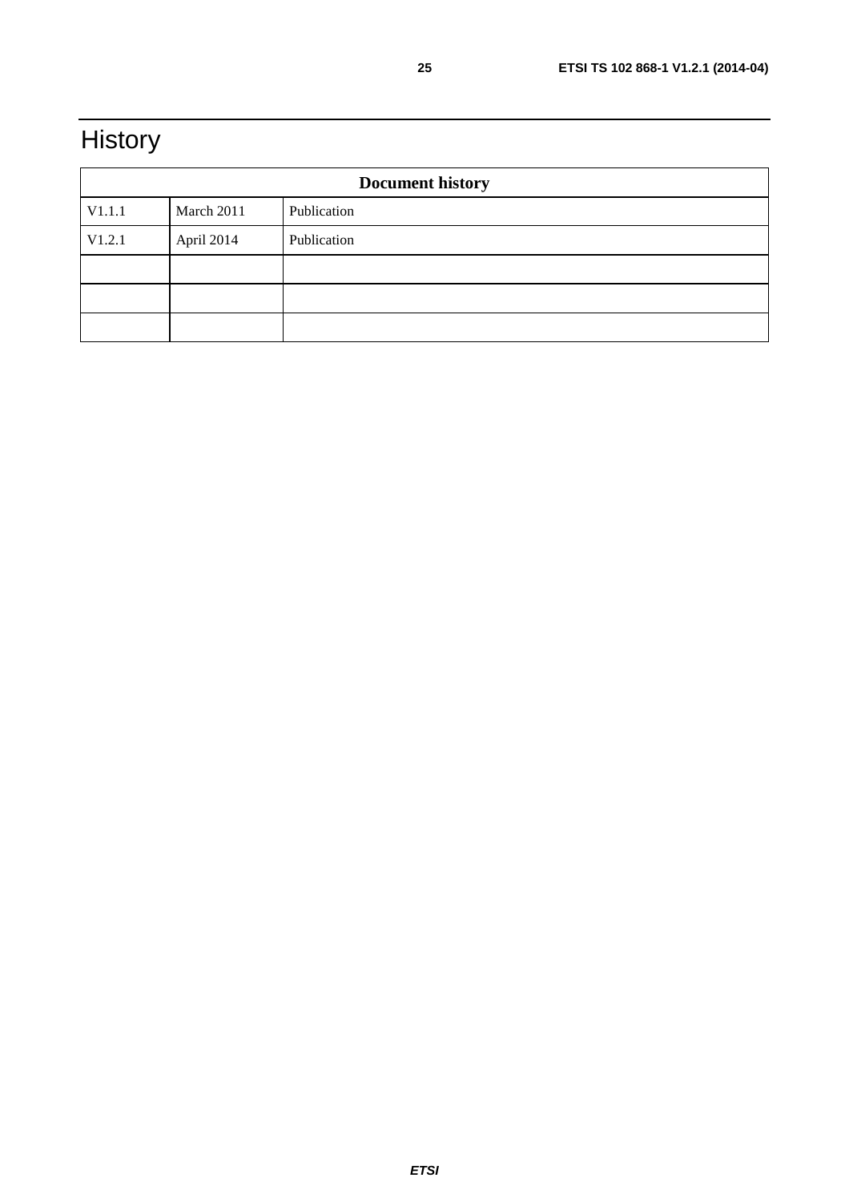# History

| Document history | | |
|---|---|---|
| V1.1.1 | March 2011 | Publication |
| V1.2.1 | April 2014 | Publication |
| | | |
| | | |
| | | |